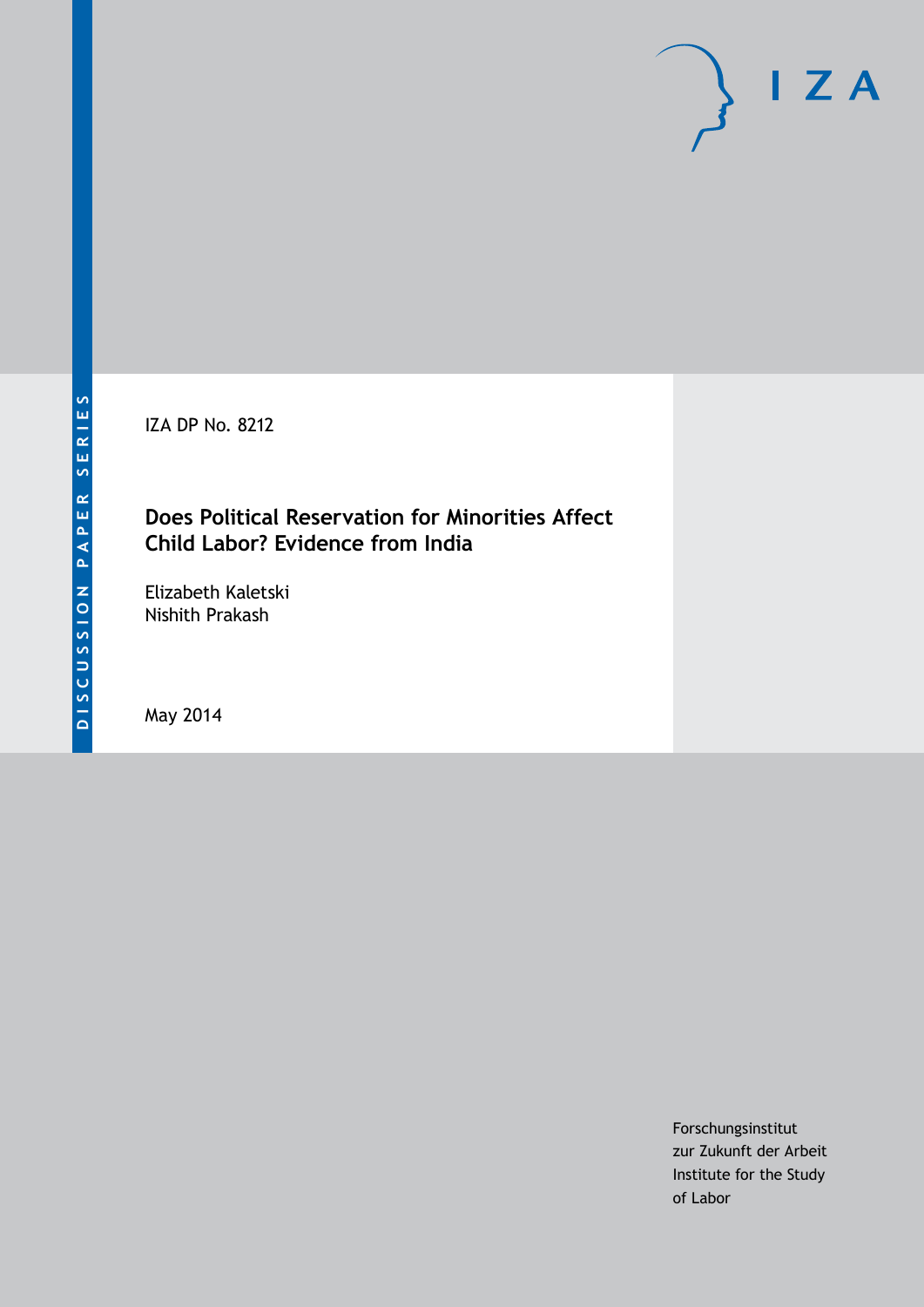IZA DP No. 8212

# Does Political Reservation for Minorities Affect Child Labor? Evidence from India

Elizabeth Kaletski
Nishith Prakash

May 2014

Forschungsinstitut
zur Zukunft der Arbeit
Institute for the Study
of Labor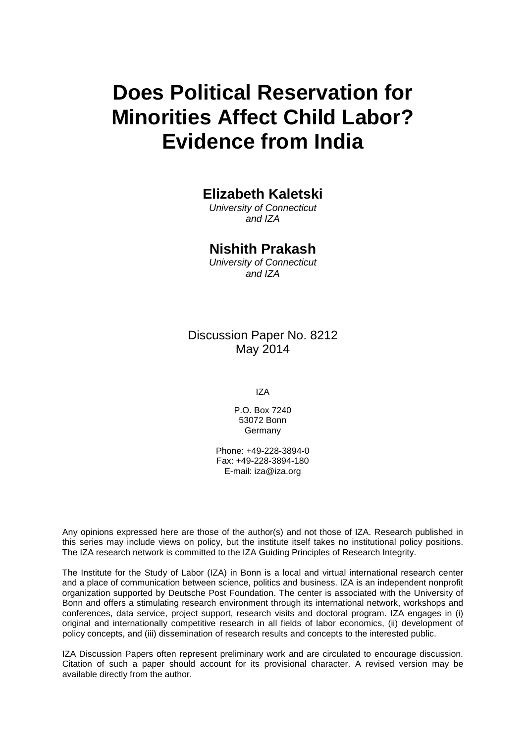# Does Political Reservation for Minorities Affect Child Labor? Evidence from India

**Elizabeth Kaletski**

*University of Connecticut and IZA*

**Nishith Prakash**

*University of Connecticut and IZA*

Discussion Paper No. 8212
May 2014

IZA

P.O. Box 7240
53072 Bonn
Germany

Phone: +49-228-3894-0
Fax: +49-228-3894-180
E-mail: iza@iza.org

Any opinions expressed here are those of the author(s) and not those of IZA. Research published in this series may include views on policy, but the institute itself takes no institutional policy positions. The IZA research network is committed to the IZA Guiding Principles of Research Integrity.

The Institute for the Study of Labor (IZA) in Bonn is a local and virtual international research center and a place of communication between science, politics and business. IZA is an independent nonprofit organization supported by Deutsche Post Foundation. The center is associated with the University of Bonn and offers a stimulating research environment through its international network, workshops and conferences, data service, project support, research visits and doctoral program. IZA engages in (i) original and internationally competitive research in all fields of labor economics, (ii) development of policy concepts, and (iii) dissemination of research results and concepts to the interested public.

IZA Discussion Papers often represent preliminary work and are circulated to encourage discussion. Citation of such a paper should account for its provisional character. A revised version may be available directly from the author.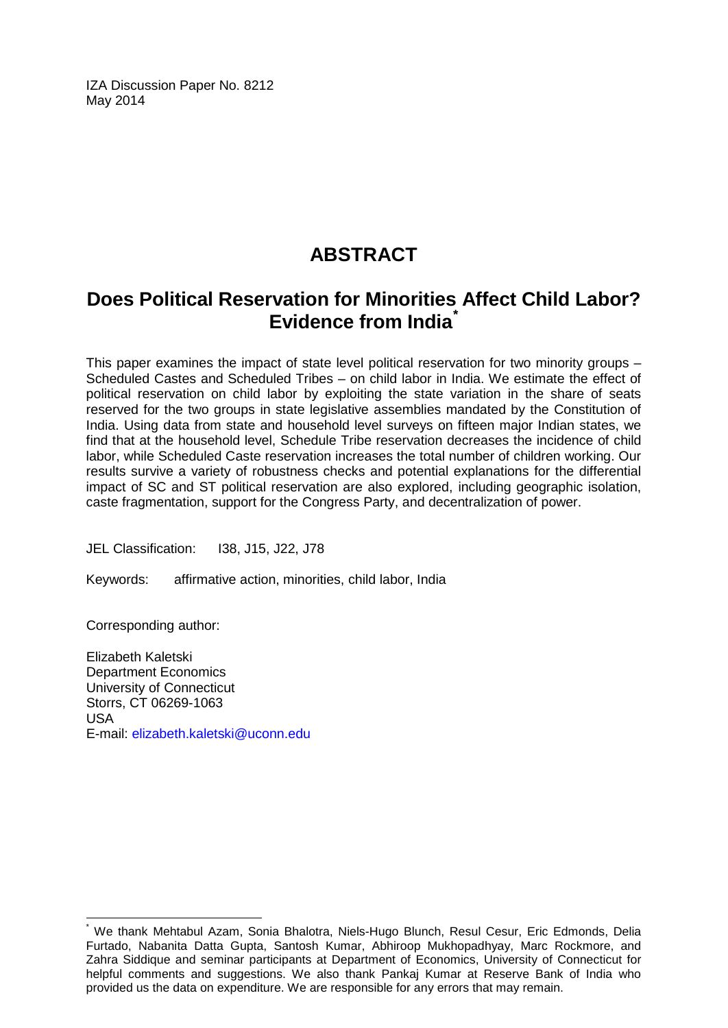IZA Discussion Paper No. 8212
May 2014

# ABSTRACT

## Does Political Reservation for Minorities Affect Child Labor? Evidence from India*

This paper examines the impact of state level political reservation for two minority groups – Scheduled Castes and Scheduled Tribes – on child labor in India. We estimate the effect of political reservation on child labor by exploiting the state variation in the share of seats reserved for the two groups in state legislative assemblies mandated by the Constitution of India. Using data from state and household level surveys on fifteen major Indian states, we find that at the household level, Schedule Tribe reservation decreases the incidence of child labor, while Scheduled Caste reservation increases the total number of children working. Our results survive a variety of robustness checks and potential explanations for the differential impact of SC and ST political reservation are also explored, including geographic isolation, caste fragmentation, support for the Congress Party, and decentralization of power.

JEL Classification: I38, J15, J22, J78

Keywords: affirmative action, minorities, child labor, India

Corresponding author:

Elizabeth Kaletski
Department Economics
University of Connecticut
Storrs, CT 06269-1063
USA
E-mail: elizabeth.kaletski@uconn.edu

---

* We thank Mehtabul Azam, Sonia Bhalotra, Niels-Hugo Blunch, Resul Cesur, Eric Edmonds, Delia Furtado, Nabanita Datta Gupta, Santosh Kumar, Abhiroop Mukhopadhyay, Marc Rockmore, and Zahra Siddique and seminar participants at Department of Economics, University of Connecticut for helpful comments and suggestions. We also thank Pankaj Kumar at Reserve Bank of India who provided us the data on expenditure. We are responsible for any errors that may remain.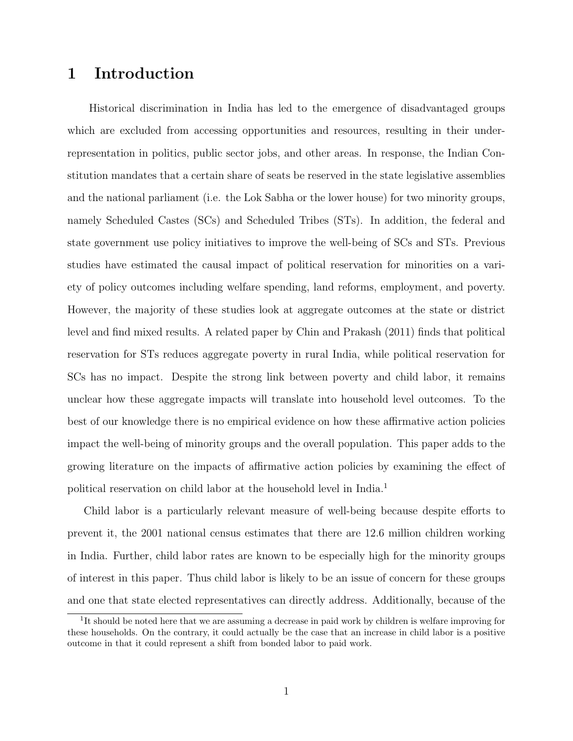# 1 Introduction

Historical discrimination in India has led to the emergence of disadvantaged groups which are excluded from accessing opportunities and resources, resulting in their under-representation in politics, public sector jobs, and other areas. In response, the Indian Constitution mandates that a certain share of seats be reserved in the state legislative assemblies and the national parliament (i.e. the Lok Sabha or the lower house) for two minority groups, namely Scheduled Castes (SCs) and Scheduled Tribes (STs). In addition, the federal and state government use policy initiatives to improve the well-being of SCs and STs. Previous studies have estimated the causal impact of political reservation for minorities on a variety of policy outcomes including welfare spending, land reforms, employment, and poverty. However, the majority of these studies look at aggregate outcomes at the state or district level and find mixed results. A related paper by Chin and Prakash (2011) finds that political reservation for STs reduces aggregate poverty in rural India, while political reservation for SCs has no impact. Despite the strong link between poverty and child labor, it remains unclear how these aggregate impacts will translate into household level outcomes. To the best of our knowledge there is no empirical evidence on how these affirmative action policies impact the well-being of minority groups and the overall population. This paper adds to the growing literature on the impacts of affirmative action policies by examining the effect of political reservation on child labor at the household level in India.[1]

Child labor is a particularly relevant measure of well-being because despite efforts to prevent it, the 2001 national census estimates that there are 12.6 million children working in India. Further, child labor rates are known to be especially high for the minority groups of interest in this paper. Thus child labor is likely to be an issue of concern for these groups and one that state elected representatives can directly address. Additionally, because of the

[1] It should be noted here that we are assuming a decrease in paid work by children is welfare improving for these households. On the contrary, it could actually be the case that an increase in child labor is a positive outcome in that it could represent a shift from bonded labor to paid work.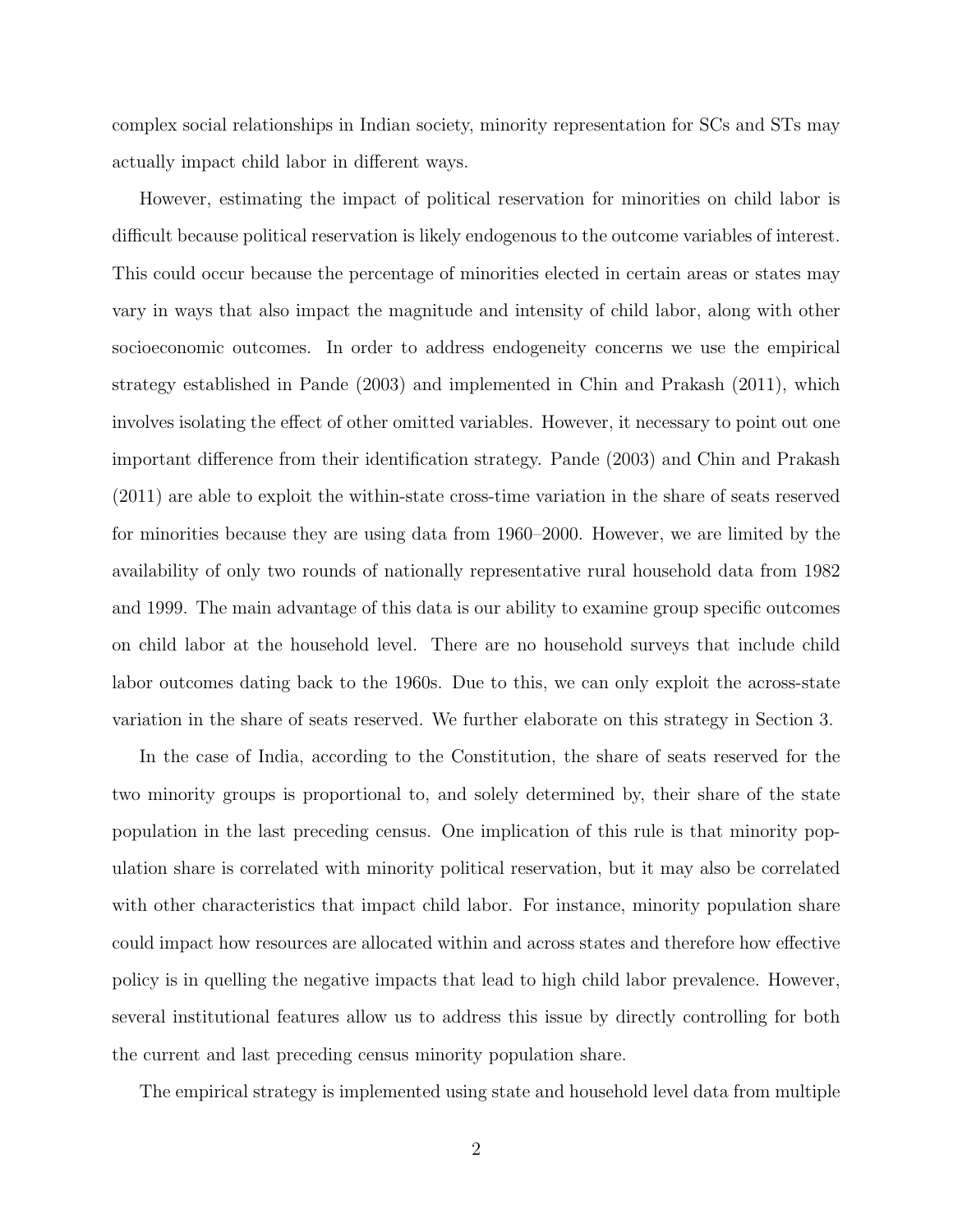complex social relationships in Indian society, minority representation for SCs and STs may actually impact child labor in different ways.

However, estimating the impact of political reservation for minorities on child labor is difficult because political reservation is likely endogenous to the outcome variables of interest. This could occur because the percentage of minorities elected in certain areas or states may vary in ways that also impact the magnitude and intensity of child labor, along with other socioeconomic outcomes. In order to address endogeneity concerns we use the empirical strategy established in Pande (2003) and implemented in Chin and Prakash (2011), which involves isolating the effect of other omitted variables. However, it necessary to point out one important difference from their identification strategy. Pande (2003) and Chin and Prakash (2011) are able to exploit the within-state cross-time variation in the share of seats reserved for minorities because they are using data from 1960–2000. However, we are limited by the availability of only two rounds of nationally representative rural household data from 1982 and 1999. The main advantage of this data is our ability to examine group specific outcomes on child labor at the household level. There are no household surveys that include child labor outcomes dating back to the 1960s. Due to this, we can only exploit the across-state variation in the share of seats reserved. We further elaborate on this strategy in Section 3.

In the case of India, according to the Constitution, the share of seats reserved for the two minority groups is proportional to, and solely determined by, their share of the state population in the last preceding census. One implication of this rule is that minority population share is correlated with minority political reservation, but it may also be correlated with other characteristics that impact child labor. For instance, minority population share could impact how resources are allocated within and across states and therefore how effective policy is in quelling the negative impacts that lead to high child labor prevalence. However, several institutional features allow us to address this issue by directly controlling for both the current and last preceding census minority population share.

The empirical strategy is implemented using state and household level data from multiple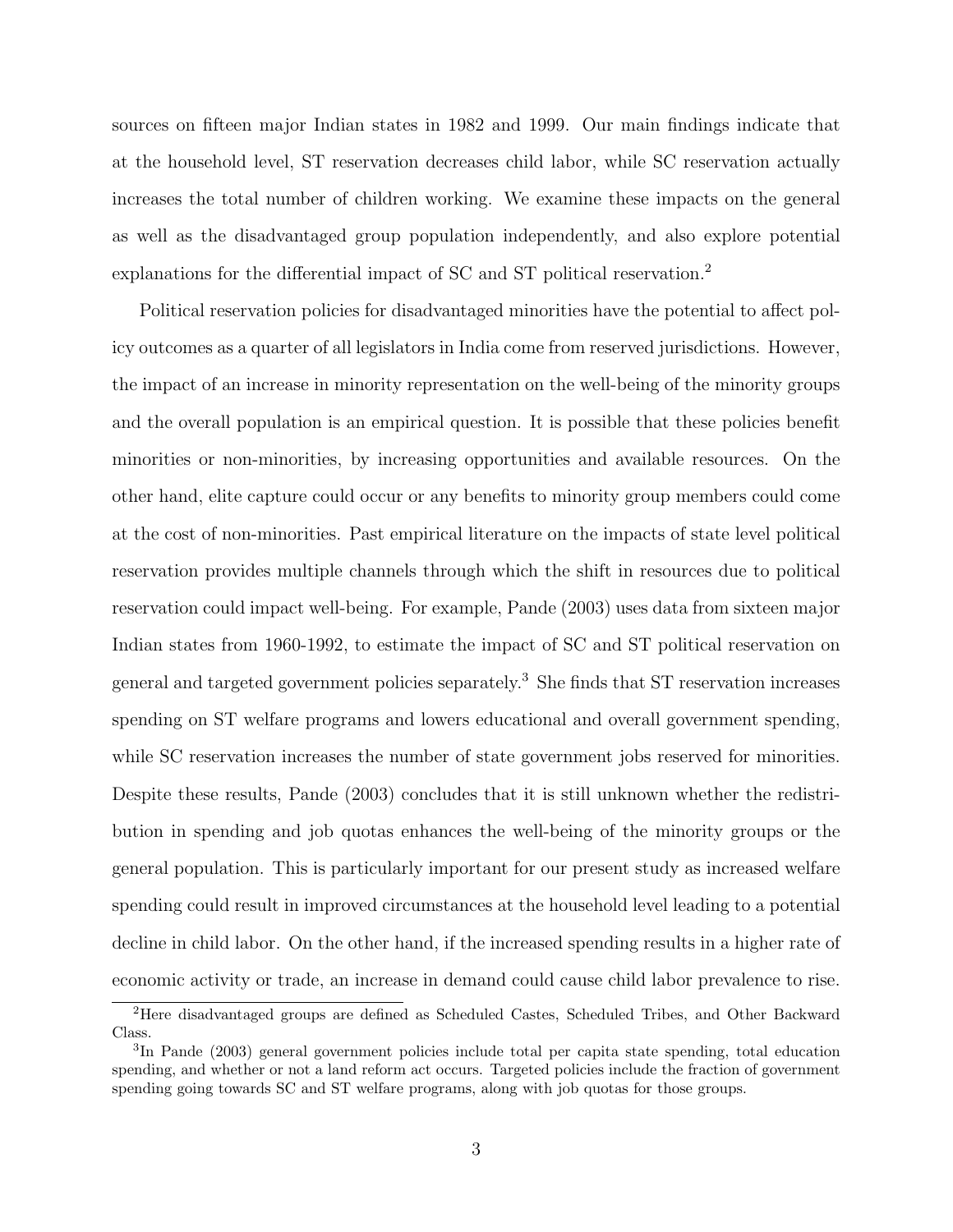sources on fifteen major Indian states in 1982 and 1999. Our main findings indicate that at the household level, ST reservation decreases child labor, while SC reservation actually increases the total number of children working. We examine these impacts on the general as well as the disadvantaged group population independently, and also explore potential explanations for the differential impact of SC and ST political reservation.[2]

Political reservation policies for disadvantaged minorities have the potential to affect policy outcomes as a quarter of all legislators in India come from reserved jurisdictions. However, the impact of an increase in minority representation on the well-being of the minority groups and the overall population is an empirical question. It is possible that these policies benefit minorities or non-minorities, by increasing opportunities and available resources. On the other hand, elite capture could occur or any benefits to minority group members could come at the cost of non-minorities. Past empirical literature on the impacts of state level political reservation provides multiple channels through which the shift in resources due to political reservation could impact well-being. For example, Pande (2003) uses data from sixteen major Indian states from 1960-1992, to estimate the impact of SC and ST political reservation on general and targeted government policies separately.[3] She finds that ST reservation increases spending on ST welfare programs and lowers educational and overall government spending, while SC reservation increases the number of state government jobs reserved for minorities. Despite these results, Pande (2003) concludes that it is still unknown whether the redistribution in spending and job quotas enhances the well-being of the minority groups or the general population. This is particularly important for our present study as increased welfare spending could result in improved circumstances at the household level leading to a potential decline in child labor. On the other hand, if the increased spending results in a higher rate of economic activity or trade, an increase in demand could cause child labor prevalence to rise.

[2] Here disadvantaged groups are defined as Scheduled Castes, Scheduled Tribes, and Other Backward Class.

[3] In Pande (2003) general government policies include total per capita state spending, total education spending, and whether or not a land reform act occurs. Targeted policies include the fraction of government spending going towards SC and ST welfare programs, along with job quotas for those groups.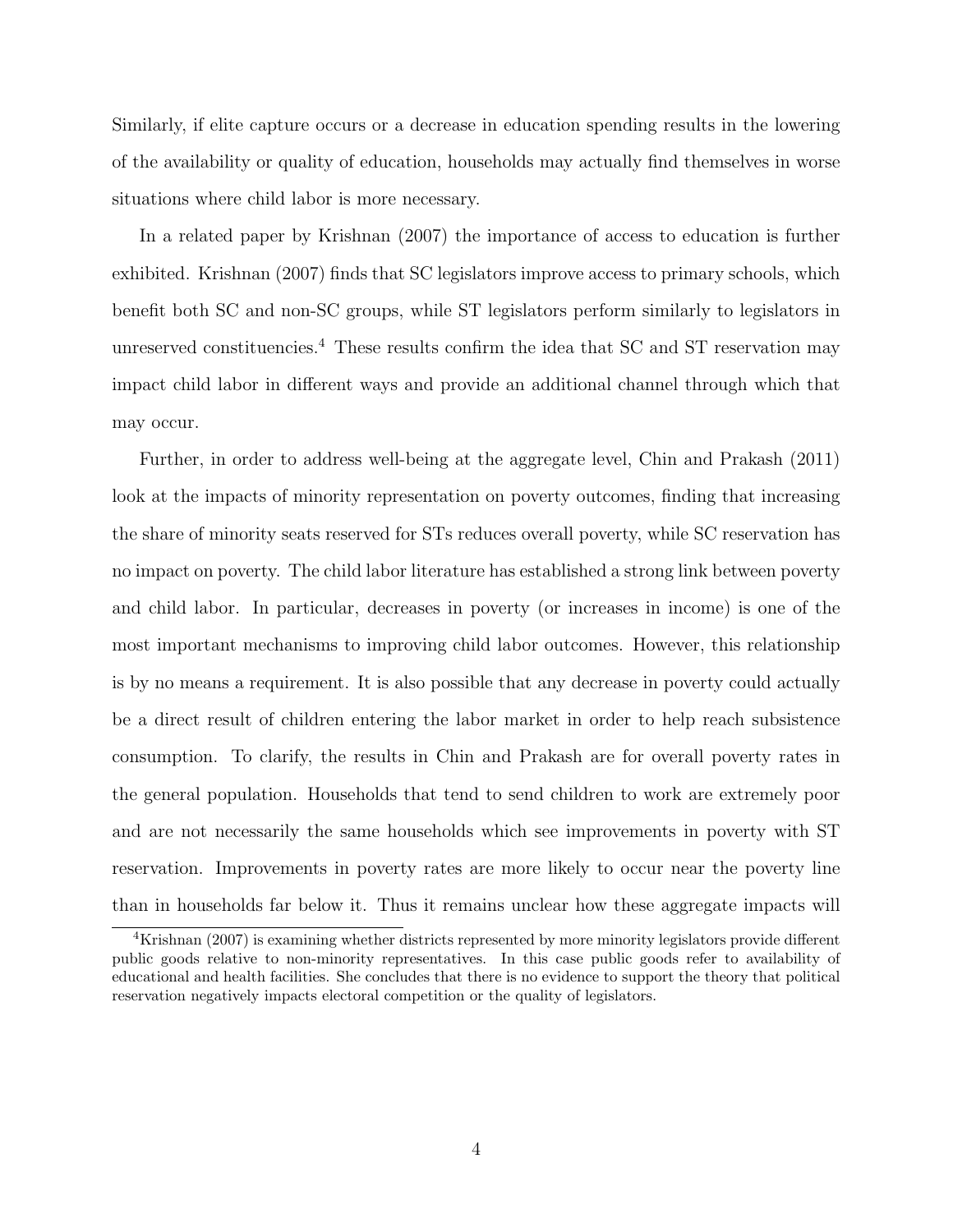Similarly, if elite capture occurs or a decrease in education spending results in the lowering of the availability or quality of education, households may actually find themselves in worse situations where child labor is more necessary.

In a related paper by Krishnan (2007) the importance of access to education is further exhibited. Krishnan (2007) finds that SC legislators improve access to primary schools, which benefit both SC and non-SC groups, while ST legislators perform similarly to legislators in unreserved constituencies.[4] These results confirm the idea that SC and ST reservation may impact child labor in different ways and provide an additional channel through which that may occur.

Further, in order to address well-being at the aggregate level, Chin and Prakash (2011) look at the impacts of minority representation on poverty outcomes, finding that increasing the share of minority seats reserved for STs reduces overall poverty, while SC reservation has no impact on poverty. The child labor literature has established a strong link between poverty and child labor. In particular, decreases in poverty (or increases in income) is one of the most important mechanisms to improving child labor outcomes. However, this relationship is by no means a requirement. It is also possible that any decrease in poverty could actually be a direct result of children entering the labor market in order to help reach subsistence consumption. To clarify, the results in Chin and Prakash are for overall poverty rates in the general population. Households that tend to send children to work are extremely poor and are not necessarily the same households which see improvements in poverty with ST reservation. Improvements in poverty rates are more likely to occur near the poverty line than in households far below it. Thus it remains unclear how these aggregate impacts will

[4] Krishnan (2007) is examining whether districts represented by more minority legislators provide different public goods relative to non-minority representatives. In this case public goods refer to availability of educational and health facilities. She concludes that there is no evidence to support the theory that political reservation negatively impacts electoral competition or the quality of legislators.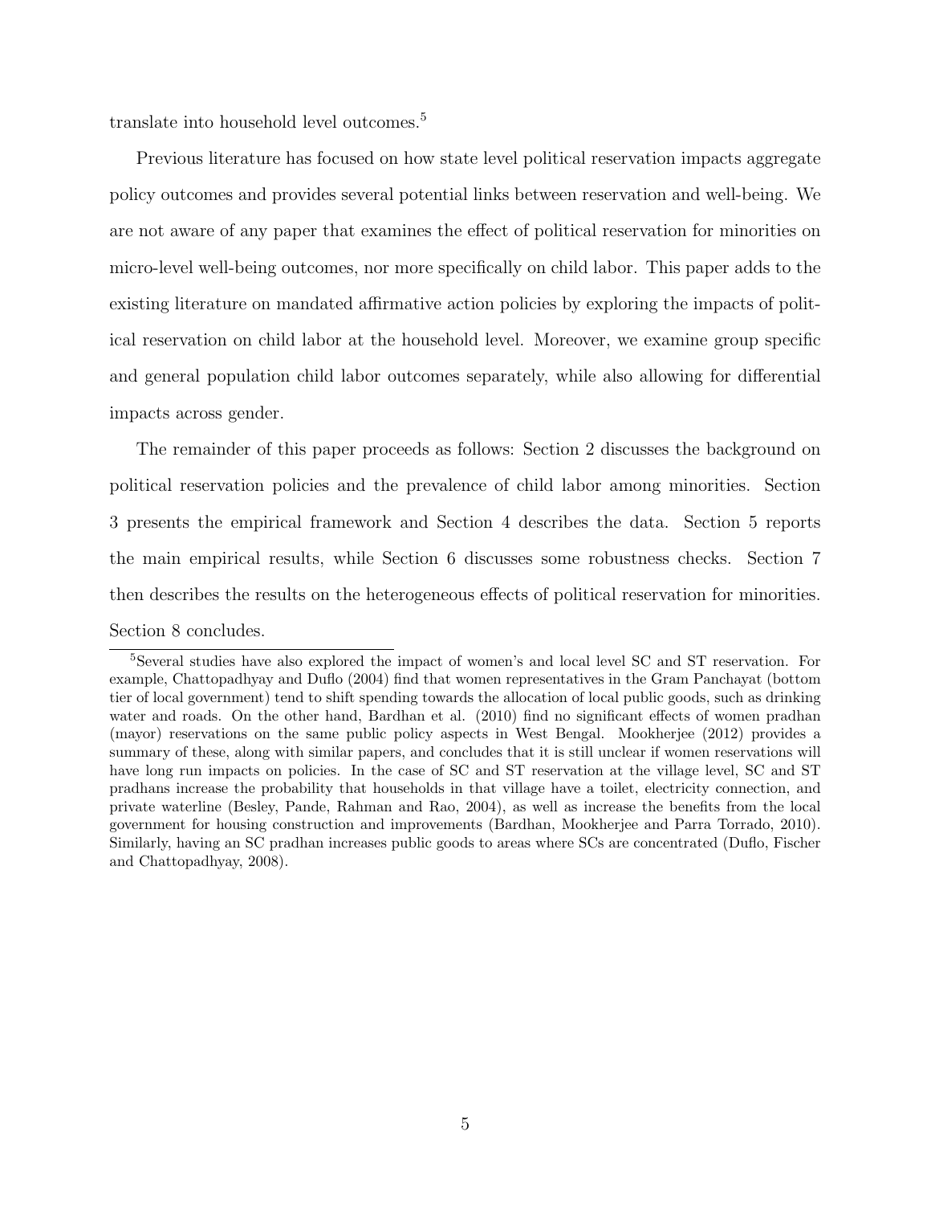translate into household level outcomes.[5]

Previous literature has focused on how state level political reservation impacts aggregate policy outcomes and provides several potential links between reservation and well-being. We are not aware of any paper that examines the effect of political reservation for minorities on micro-level well-being outcomes, nor more specifically on child labor. This paper adds to the existing literature on mandated affirmative action policies by exploring the impacts of political reservation on child labor at the household level. Moreover, we examine group specific and general population child labor outcomes separately, while also allowing for differential impacts across gender.

The remainder of this paper proceeds as follows: Section 2 discusses the background on political reservation policies and the prevalence of child labor among minorities. Section 3 presents the empirical framework and Section 4 describes the data. Section 5 reports the main empirical results, while Section 6 discusses some robustness checks. Section 7 then describes the results on the heterogeneous effects of political reservation for minorities. Section 8 concludes.

[5] Several studies have also explored the impact of women's and local level SC and ST reservation. For example, Chattopadhyay and Duflo (2004) find that women representatives in the Gram Panchayat (bottom tier of local government) tend to shift spending towards the allocation of local public goods, such as drinking water and roads. On the other hand, Bardhan et al. (2010) find no significant effects of women pradhan (mayor) reservations on the same public policy aspects in West Bengal. Mookherjee (2012) provides a summary of these, along with similar papers, and concludes that it is still unclear if women reservations will have long run impacts on policies. In the case of SC and ST reservation at the village level, SC and ST pradhans increase the probability that households in that village have a toilet, electricity connection, and private waterline (Besley, Pande, Rahman and Rao, 2004), as well as increase the benefits from the local government for housing construction and improvements (Bardhan, Mookherjee and Parra Torrado, 2010). Similarly, having an SC pradhan increases public goods to areas where SCs are concentrated (Duflo, Fischer and Chattopadhyay, 2008).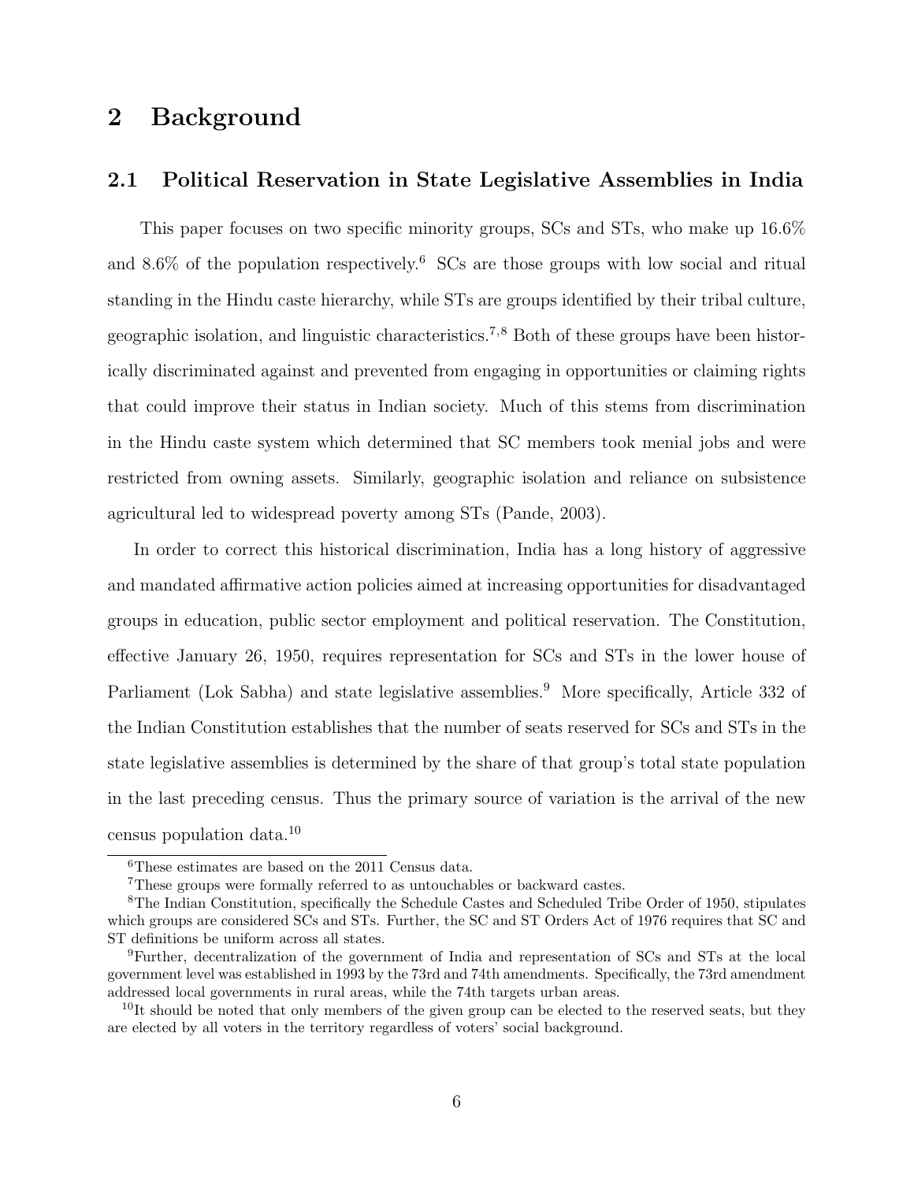# 2 Background

## 2.1 Political Reservation in State Legislative Assemblies in India

This paper focuses on two specific minority groups, SCs and STs, who make up 16.6% and 8.6% of the population respectively.[6] SCs are those groups with low social and ritual standing in the Hindu caste hierarchy, while STs are groups identified by their tribal culture, geographic isolation, and linguistic characteristics.[7,8] Both of these groups have been historically discriminated against and prevented from engaging in opportunities or claiming rights that could improve their status in Indian society. Much of this stems from discrimination in the Hindu caste system which determined that SC members took menial jobs and were restricted from owning assets. Similarly, geographic isolation and reliance on subsistence agricultural led to widespread poverty among STs (Pande, 2003).

In order to correct this historical discrimination, India has a long history of aggressive and mandated affirmative action policies aimed at increasing opportunities for disadvantaged groups in education, public sector employment and political reservation. The Constitution, effective January 26, 1950, requires representation for SCs and STs in the lower house of Parliament (Lok Sabha) and state legislative assemblies.[9] More specifically, Article 332 of the Indian Constitution establishes that the number of seats reserved for SCs and STs in the state legislative assemblies is determined by the share of that group's total state population in the last preceding census. Thus the primary source of variation is the arrival of the new census population data.[10]

---

[6] These estimates are based on the 2011 Census data.

[7] These groups were formally referred to as untouchables or backward castes.

[8] The Indian Constitution, specifically the Schedule Castes and Scheduled Tribe Order of 1950, stipulates which groups are considered SCs and STs. Further, the SC and ST Orders Act of 1976 requires that SC and ST definitions be uniform across all states.

[9] Further, decentralization of the government of India and representation of SCs and STs at the local government level was established in 1993 by the 73rd and 74th amendments. Specifically, the 73rd amendment addressed local governments in rural areas, while the 74th targets urban areas.

[10] It should be noted that only members of the given group can be elected to the reserved seats, but they are elected by all voters in the territory regardless of voters' social background.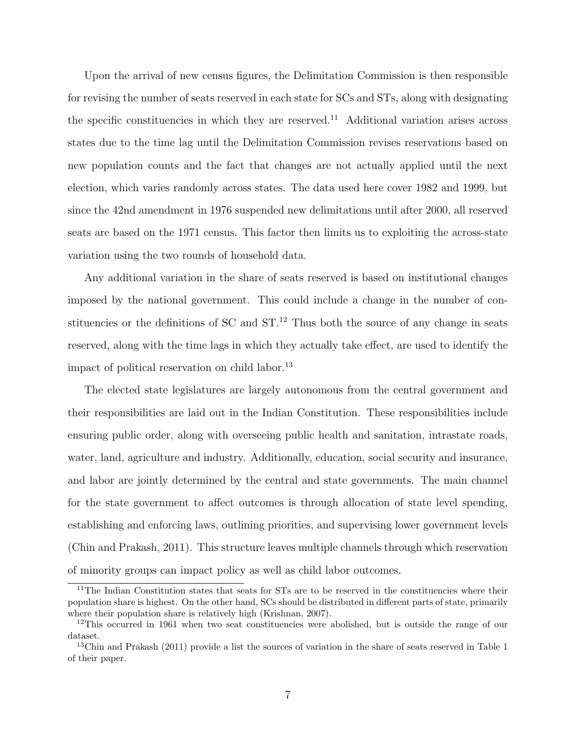Upon the arrival of new census figures, the Delimitation Commission is then responsible for revising the number of seats reserved in each state for SCs and STs, along with designating the specific constituencies in which they are reserved.[11] Additional variation arises across states due to the time lag until the Delimitation Commission revises reservations based on new population counts and the fact that changes are not actually applied until the next election, which varies randomly across states. The data used here cover 1982 and 1999, but since the 42nd amendment in 1976 suspended new delimitations until after 2000, all reserved seats are based on the 1971 census. This factor then limits us to exploiting the across-state variation using the two rounds of household data.

Any additional variation in the share of seats reserved is based on institutional changes imposed by the national government. This could include a change in the number of constituencies or the definitions of SC and ST.[12] Thus both the source of any change in seats reserved, along with the time lags in which they actually take effect, are used to identify the impact of political reservation on child labor.[13]

The elected state legislatures are largely autonomous from the central government and their responsibilities are laid out in the Indian Constitution. These responsibilities include ensuring public order, along with overseeing public health and sanitation, intrastate roads, water, land, agriculture and industry. Additionally, education, social security and insurance, and labor are jointly determined by the central and state governments. The main channel for the state government to affect outcomes is through allocation of state level spending, establishing and enforcing laws, outlining priorities, and supervising lower government levels (Chin and Prakash, 2011). This structure leaves multiple channels through which reservation of minority groups can impact policy as well as child labor outcomes.

---

[11] The Indian Constitution states that seats for STs are to be reserved in the constituencies where their population share is highest. On the other hand, SCs should be distributed in different parts of state, primarily where their population share is relatively high (Krishnan, 2007).

[12] This occurred in 1961 when two seat constituencies were abolished, but is outside the range of our dataset.

[13] Chin and Prakash (2011) provide a list the sources of variation in the share of seats reserved in Table 1 of their paper.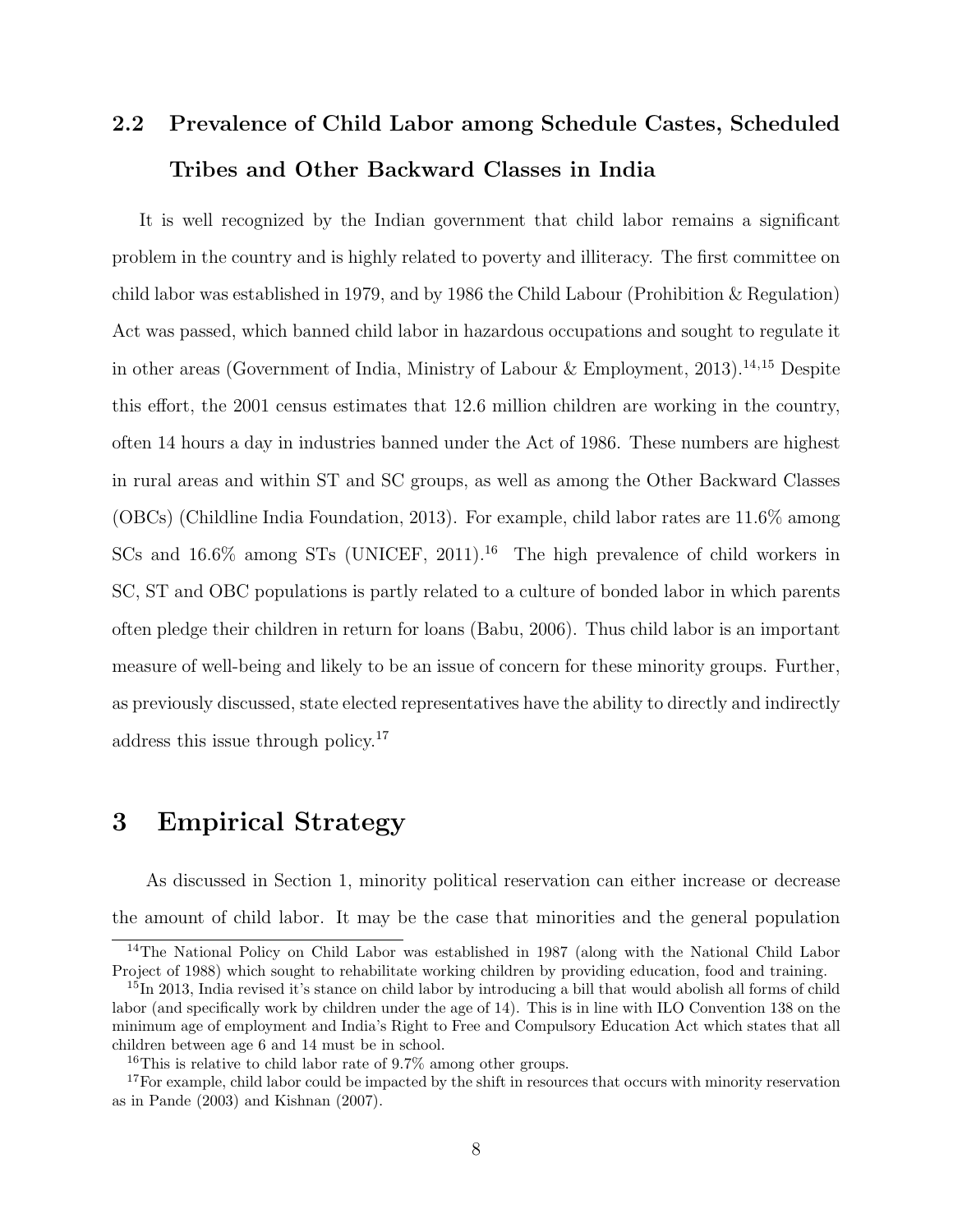## 2.2 Prevalence of Child Labor among Schedule Castes, Scheduled Tribes and Other Backward Classes in India

It is well recognized by the Indian government that child labor remains a significant problem in the country and is highly related to poverty and illiteracy. The first committee on child labor was established in 1979, and by 1986 the Child Labour (Prohibition & Regulation) Act was passed, which banned child labor in hazardous occupations and sought to regulate it in other areas (Government of India, Ministry of Labour & Employment, 2013).[14,15] Despite this effort, the 2001 census estimates that 12.6 million children are working in the country, often 14 hours a day in industries banned under the Act of 1986. These numbers are highest in rural areas and within ST and SC groups, as well as among the Other Backward Classes (OBCs) (Childline India Foundation, 2013). For example, child labor rates are 11.6% among SCs and 16.6% among STs (UNICEF, 2011).[16] The high prevalence of child workers in SC, ST and OBC populations is partly related to a culture of bonded labor in which parents often pledge their children in return for loans (Babu, 2006). Thus child labor is an important measure of well-being and likely to be an issue of concern for these minority groups. Further, as previously discussed, state elected representatives have the ability to directly and indirectly address this issue through policy.[17]

# 3 Empirical Strategy

As discussed in Section 1, minority political reservation can either increase or decrease the amount of child labor. It may be the case that minorities and the general population

[14] The National Policy on Child Labor was established in 1987 (along with the National Child Labor Project of 1988) which sought to rehabilitate working children by providing education, food and training.

[15] In 2013, India revised it's stance on child labor by introducing a bill that would abolish all forms of child labor (and specifically work by children under the age of 14). This is in line with ILO Convention 138 on the minimum age of employment and India's Right to Free and Compulsory Education Act which states that all children between age 6 and 14 must be in school.

[16] This is relative to child labor rate of 9.7% among other groups.

[17] For example, child labor could be impacted by the shift in resources that occurs with minority reservation as in Pande (2003) and Kishnan (2007).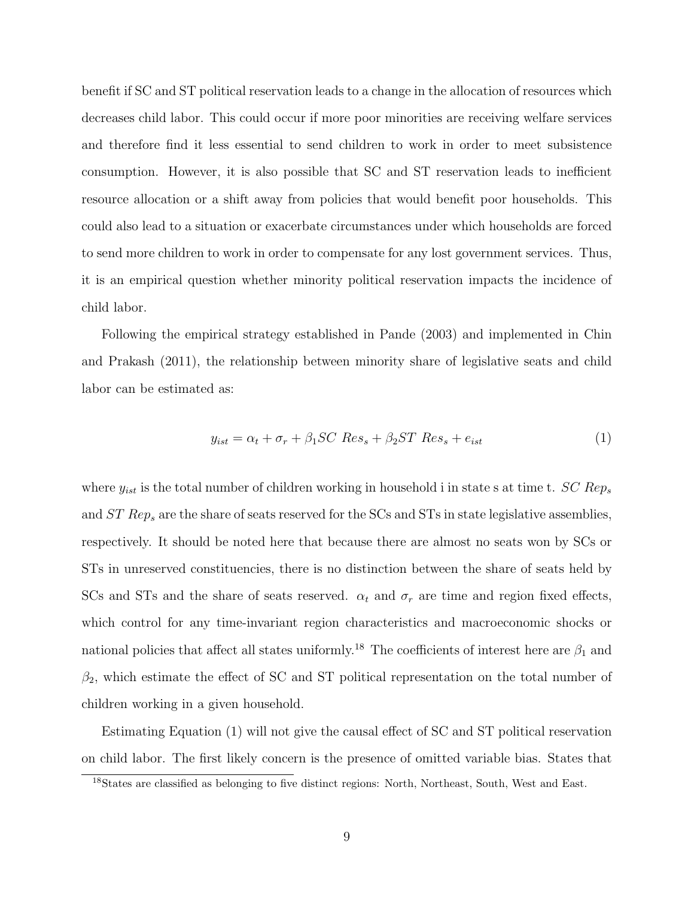benefit if SC and ST political reservation leads to a change in the allocation of resources which decreases child labor. This could occur if more poor minorities are receiving welfare services and therefore find it less essential to send children to work in order to meet subsistence consumption. However, it is also possible that SC and ST reservation leads to inefficient resource allocation or a shift away from policies that would benefit poor households. This could also lead to a situation or exacerbate circumstances under which households are forced to send more children to work in order to compensate for any lost government services. Thus, it is an empirical question whether minority political reservation impacts the incidence of child labor.

Following the empirical strategy established in Pande (2003) and implemented in Chin and Prakash (2011), the relationship between minority share of legislative seats and child labor can be estimated as:

$$y_{ist} = \alpha_t + \sigma_r + \beta_1 SC\ Res_s + \beta_2 ST\ Res_s + e_{ist} \tag{1}$$

where $y_{ist}$ is the total number of children working in household i in state s at time t. $SC\ Rep_s$ and $ST\ Rep_s$ are the share of seats reserved for the SCs and STs in state legislative assemblies, respectively. It should be noted here that because there are almost no seats won by SCs or STs in unreserved constituencies, there is no distinction between the share of seats held by SCs and STs and the share of seats reserved. $\alpha_t$ and $\sigma_r$ are time and region fixed effects, which control for any time-invariant region characteristics and macroeconomic shocks or national policies that affect all states uniformly.[18] The coefficients of interest here are $\beta_1$ and $\beta_2$, which estimate the effect of SC and ST political representation on the total number of children working in a given household.

Estimating Equation (1) will not give the causal effect of SC and ST political reservation on child labor. The first likely concern is the presence of omitted variable bias. States that

[18] States are classified as belonging to five distinct regions: North, Northeast, South, West and East.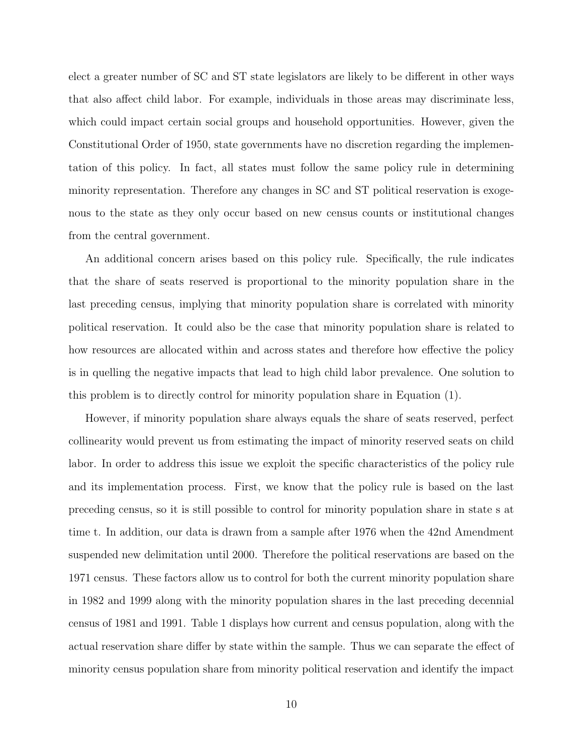elect a greater number of SC and ST state legislators are likely to be different in other ways that also affect child labor. For example, individuals in those areas may discriminate less, which could impact certain social groups and household opportunities. However, given the Constitutional Order of 1950, state governments have no discretion regarding the implementation of this policy. In fact, all states must follow the same policy rule in determining minority representation. Therefore any changes in SC and ST political reservation is exogenous to the state as they only occur based on new census counts or institutional changes from the central government.

An additional concern arises based on this policy rule. Specifically, the rule indicates that the share of seats reserved is proportional to the minority population share in the last preceding census, implying that minority population share is correlated with minority political reservation. It could also be the case that minority population share is related to how resources are allocated within and across states and therefore how effective the policy is in quelling the negative impacts that lead to high child labor prevalence. One solution to this problem is to directly control for minority population share in Equation (1).

However, if minority population share always equals the share of seats reserved, perfect collinearity would prevent us from estimating the impact of minority reserved seats on child labor. In order to address this issue we exploit the specific characteristics of the policy rule and its implementation process. First, we know that the policy rule is based on the last preceding census, so it is still possible to control for minority population share in state s at time t. In addition, our data is drawn from a sample after 1976 when the 42nd Amendment suspended new delimitation until 2000. Therefore the political reservations are based on the 1971 census. These factors allow us to control for both the current minority population share in 1982 and 1999 along with the minority population shares in the last preceding decennial census of 1981 and 1991. Table 1 displays how current and census population, along with the actual reservation share differ by state within the sample. Thus we can separate the effect of minority census population share from minority political reservation and identify the impact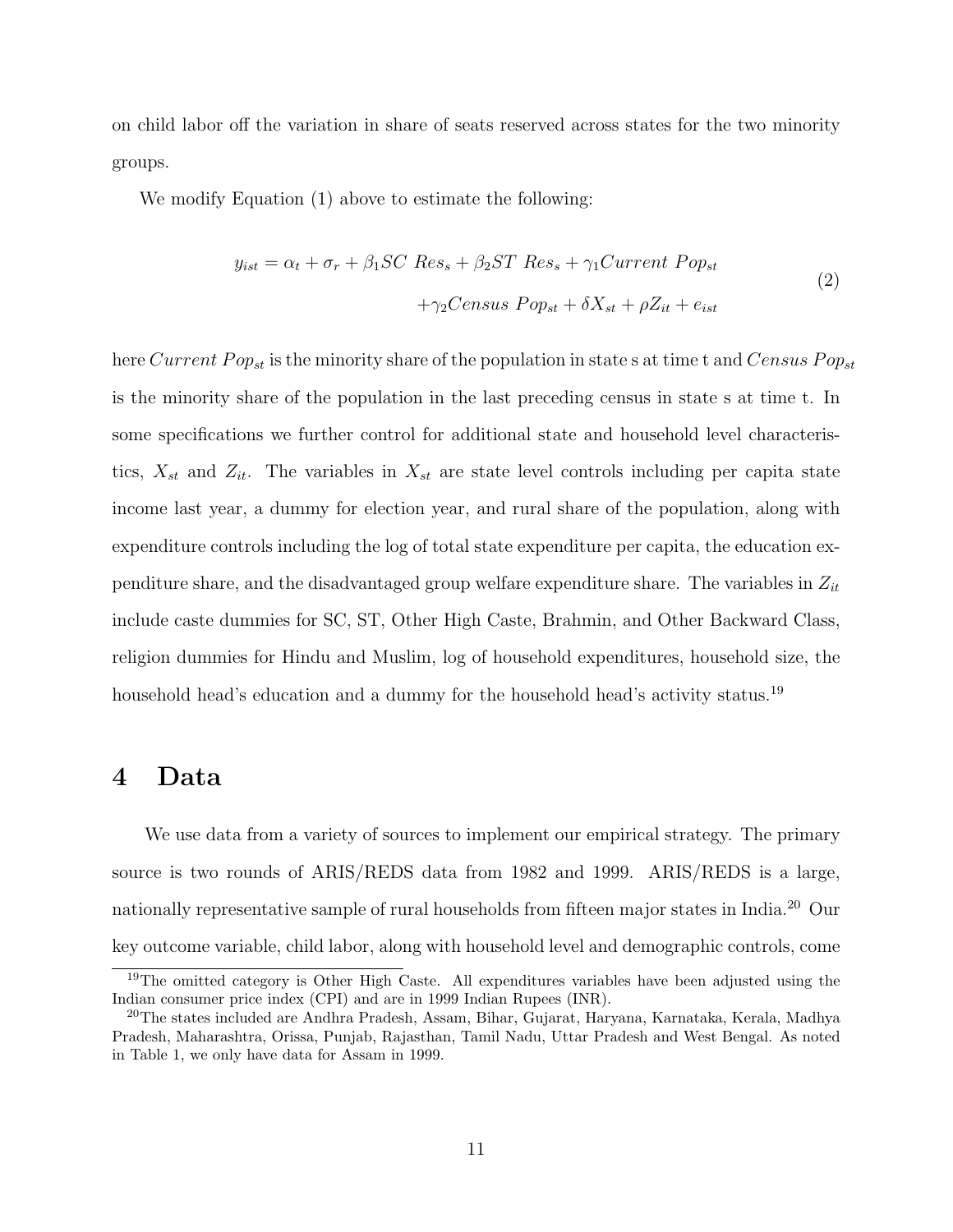on child labor off the variation in share of seats reserved across states for the two minority groups.

We modify Equation (1) above to estimate the following:

$$
\begin{aligned}
y_{ist} = \alpha_t + \sigma_r + \beta_1 SC\ Res_s + \beta_2 ST\ Res_s + \gamma_1 Current\ Pop_{st} \\
+ \gamma_2 Census\ Pop_{st} + \delta X_{st} + \rho Z_{it} + e_{ist}
\end{aligned}
\tag{2}
$$

here $Current\ Pop_{st}$ is the minority share of the population in state s at time t and $Census\ Pop_{st}$ is the minority share of the population in the last preceding census in state s at time t. In some specifications we further control for additional state and household level characteristics, $X_{st}$ and $Z_{it}$. The variables in $X_{st}$ are state level controls including per capita state income last year, a dummy for election year, and rural share of the population, along with expenditure controls including the log of total state expenditure per capita, the education expenditure share, and the disadvantaged group welfare expenditure share. The variables in $Z_{it}$ include caste dummies for SC, ST, Other High Caste, Brahmin, and Other Backward Class, religion dummies for Hindu and Muslim, log of household expenditures, household size, the household head's education and a dummy for the household head's activity status.[19]

# 4 Data

We use data from a variety of sources to implement our empirical strategy. The primary source is two rounds of ARIS/REDS data from 1982 and 1999. ARIS/REDS is a large, nationally representative sample of rural households from fifteen major states in India.[20] Our key outcome variable, child labor, along with household level and demographic controls, come

[19] The omitted category is Other High Caste. All expenditures variables have been adjusted using the Indian consumer price index (CPI) and are in 1999 Indian Rupees (INR).

[20] The states included are Andhra Pradesh, Assam, Bihar, Gujarat, Haryana, Karnataka, Kerala, Madhya Pradesh, Maharashtra, Orissa, Punjab, Rajasthan, Tamil Nadu, Uttar Pradesh and West Bengal. As noted in Table 1, we only have data for Assam in 1999.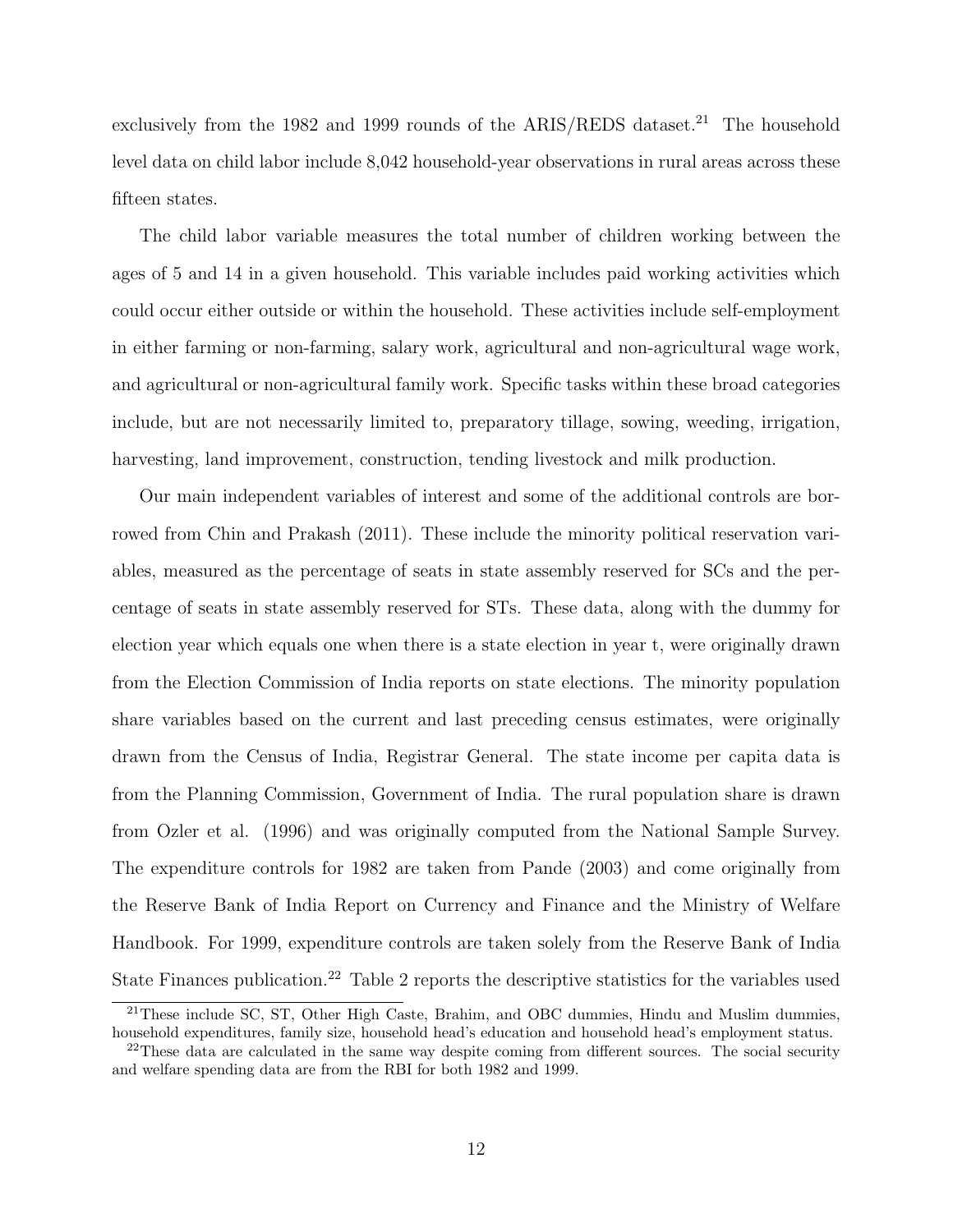exclusively from the 1982 and 1999 rounds of the ARIS/REDS dataset.[21] The household level data on child labor include 8,042 household-year observations in rural areas across these fifteen states.

The child labor variable measures the total number of children working between the ages of 5 and 14 in a given household. This variable includes paid working activities which could occur either outside or within the household. These activities include self-employment in either farming or non-farming, salary work, agricultural and non-agricultural wage work, and agricultural or non-agricultural family work. Specific tasks within these broad categories include, but are not necessarily limited to, preparatory tillage, sowing, weeding, irrigation, harvesting, land improvement, construction, tending livestock and milk production.

Our main independent variables of interest and some of the additional controls are borrowed from Chin and Prakash (2011). These include the minority political reservation variables, measured as the percentage of seats in state assembly reserved for SCs and the percentage of seats in state assembly reserved for STs. These data, along with the dummy for election year which equals one when there is a state election in year t, were originally drawn from the Election Commission of India reports on state elections. The minority population share variables based on the current and last preceding census estimates, were originally drawn from the Census of India, Registrar General. The state income per capita data is from the Planning Commission, Government of India. The rural population share is drawn from Ozler et al. (1996) and was originally computed from the National Sample Survey. The expenditure controls for 1982 are taken from Pande (2003) and come originally from the Reserve Bank of India Report on Currency and Finance and the Ministry of Welfare Handbook. For 1999, expenditure controls are taken solely from the Reserve Bank of India State Finances publication.[22] Table 2 reports the descriptive statistics for the variables used

[21] These include SC, ST, Other High Caste, Brahim, and OBC dummies, Hindu and Muslim dummies, household expenditures, family size, household head's education and household head's employment status.

[22] These data are calculated in the same way despite coming from different sources. The social security and welfare spending data are from the RBI for both 1982 and 1999.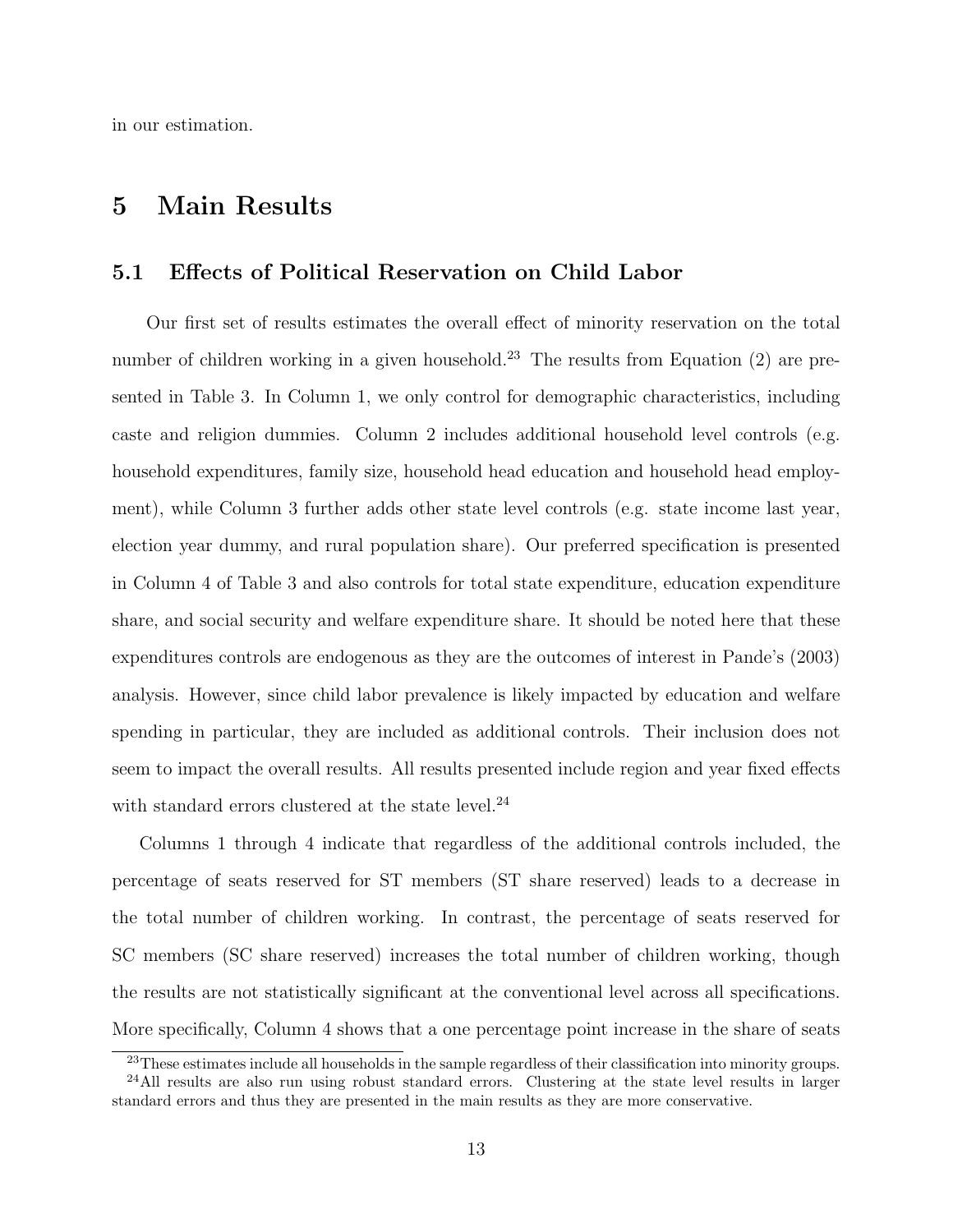in our estimation.

# 5 Main Results

## 5.1 Effects of Political Reservation on Child Labor

Our first set of results estimates the overall effect of minority reservation on the total number of children working in a given household.[23] The results from Equation (2) are presented in Table 3. In Column 1, we only control for demographic characteristics, including caste and religion dummies. Column 2 includes additional household level controls (e.g. household expenditures, family size, household head education and household head employment), while Column 3 further adds other state level controls (e.g. state income last year, election year dummy, and rural population share). Our preferred specification is presented in Column 4 of Table 3 and also controls for total state expenditure, education expenditure share, and social security and welfare expenditure share. It should be noted here that these expenditures controls are endogenous as they are the outcomes of interest in Pande's (2003) analysis. However, since child labor prevalence is likely impacted by education and welfare spending in particular, they are included as additional controls. Their inclusion does not seem to impact the overall results. All results presented include region and year fixed effects with standard errors clustered at the state level.[24]

Columns 1 through 4 indicate that regardless of the additional controls included, the percentage of seats reserved for ST members (ST share reserved) leads to a decrease in the total number of children working. In contrast, the percentage of seats reserved for SC members (SC share reserved) increases the total number of children working, though the results are not statistically significant at the conventional level across all specifications. More specifically, Column 4 shows that a one percentage point increase in the share of seats

[23] These estimates include all households in the sample regardless of their classification into minority groups.

[24] All results are also run using robust standard errors. Clustering at the state level results in larger standard errors and thus they are presented in the main results as they are more conservative.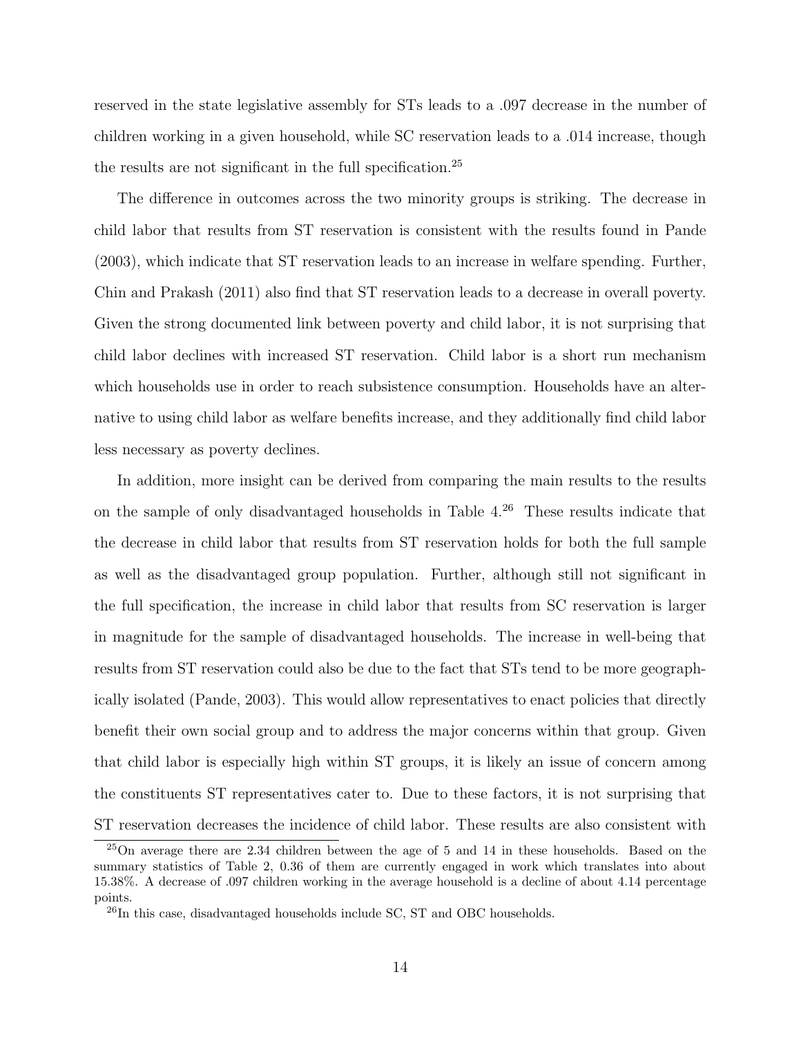reserved in the state legislative assembly for STs leads to a .097 decrease in the number of children working in a given household, while SC reservation leads to a .014 increase, though the results are not significant in the full specification.[25]

The difference in outcomes across the two minority groups is striking. The decrease in child labor that results from ST reservation is consistent with the results found in Pande (2003), which indicate that ST reservation leads to an increase in welfare spending. Further, Chin and Prakash (2011) also find that ST reservation leads to a decrease in overall poverty. Given the strong documented link between poverty and child labor, it is not surprising that child labor declines with increased ST reservation. Child labor is a short run mechanism which households use in order to reach subsistence consumption. Households have an alternative to using child labor as welfare benefits increase, and they additionally find child labor less necessary as poverty declines.

In addition, more insight can be derived from comparing the main results to the results on the sample of only disadvantaged households in Table 4.[26] These results indicate that the decrease in child labor that results from ST reservation holds for both the full sample as well as the disadvantaged group population. Further, although still not significant in the full specification, the increase in child labor that results from SC reservation is larger in magnitude for the sample of disadvantaged households. The increase in well-being that results from ST reservation could also be due to the fact that STs tend to be more geographically isolated (Pande, 2003). This would allow representatives to enact policies that directly benefit their own social group and to address the major concerns within that group. Given that child labor is especially high within ST groups, it is likely an issue of concern among the constituents ST representatives cater to. Due to these factors, it is not surprising that ST reservation decreases the incidence of child labor. These results are also consistent with

[25] On average there are 2.34 children between the age of 5 and 14 in these households. Based on the summary statistics of Table 2, 0.36 of them are currently engaged in work which translates into about 15.38%. A decrease of .097 children working in the average household is a decline of about 4.14 percentage points.

[26] In this case, disadvantaged households include SC, ST and OBC households.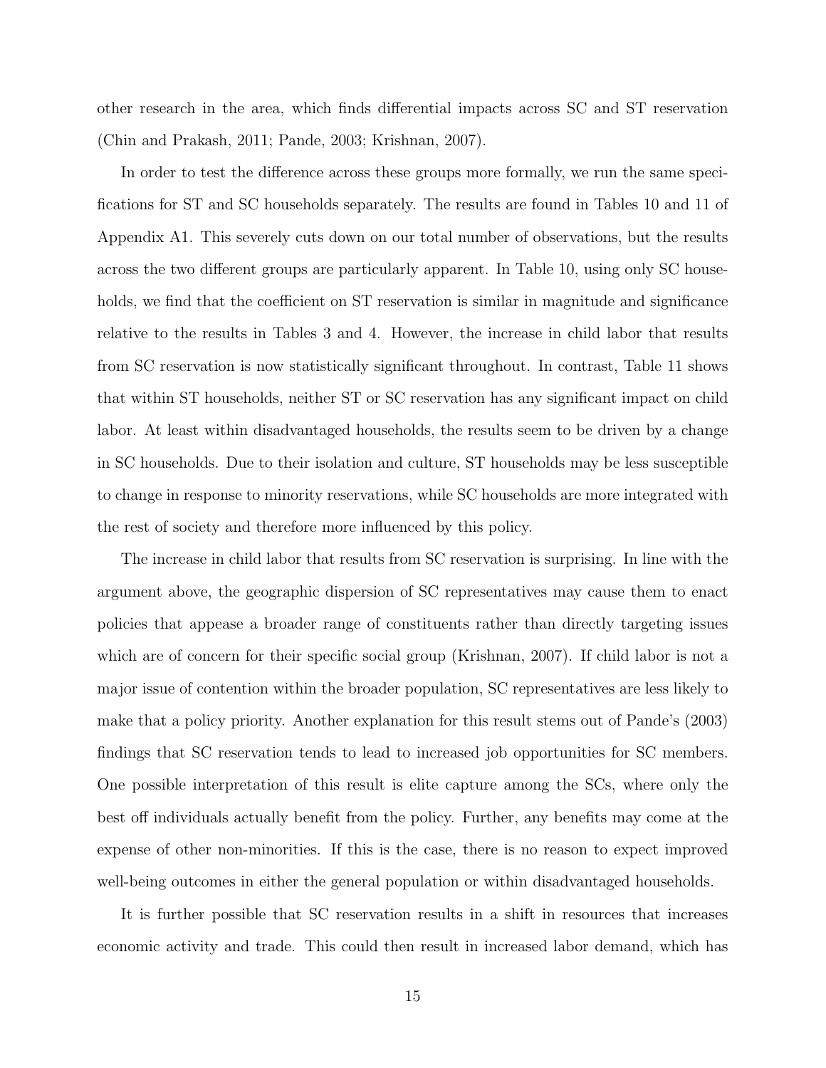other research in the area, which finds differential impacts across SC and ST reservation (Chin and Prakash, 2011; Pande, 2003; Krishnan, 2007).

In order to test the difference across these groups more formally, we run the same specifications for ST and SC households separately. The results are found in Tables 10 and 11 of Appendix A1. This severely cuts down on our total number of observations, but the results across the two different groups are particularly apparent. In Table 10, using only SC households, we find that the coefficient on ST reservation is similar in magnitude and significance relative to the results in Tables 3 and 4. However, the increase in child labor that results from SC reservation is now statistically significant throughout. In contrast, Table 11 shows that within ST households, neither ST or SC reservation has any significant impact on child labor. At least within disadvantaged households, the results seem to be driven by a change in SC households. Due to their isolation and culture, ST households may be less susceptible to change in response to minority reservations, while SC households are more integrated with the rest of society and therefore more influenced by this policy.

The increase in child labor that results from SC reservation is surprising. In line with the argument above, the geographic dispersion of SC representatives may cause them to enact policies that appease a broader range of constituents rather than directly targeting issues which are of concern for their specific social group (Krishnan, 2007). If child labor is not a major issue of contention within the broader population, SC representatives are less likely to make that a policy priority. Another explanation for this result stems out of Pande's (2003) findings that SC reservation tends to lead to increased job opportunities for SC members. One possible interpretation of this result is elite capture among the SCs, where only the best off individuals actually benefit from the policy. Further, any benefits may come at the expense of other non-minorities. If this is the case, there is no reason to expect improved well-being outcomes in either the general population or within disadvantaged households.

It is further possible that SC reservation results in a shift in resources that increases economic activity and trade. This could then result in increased labor demand, which has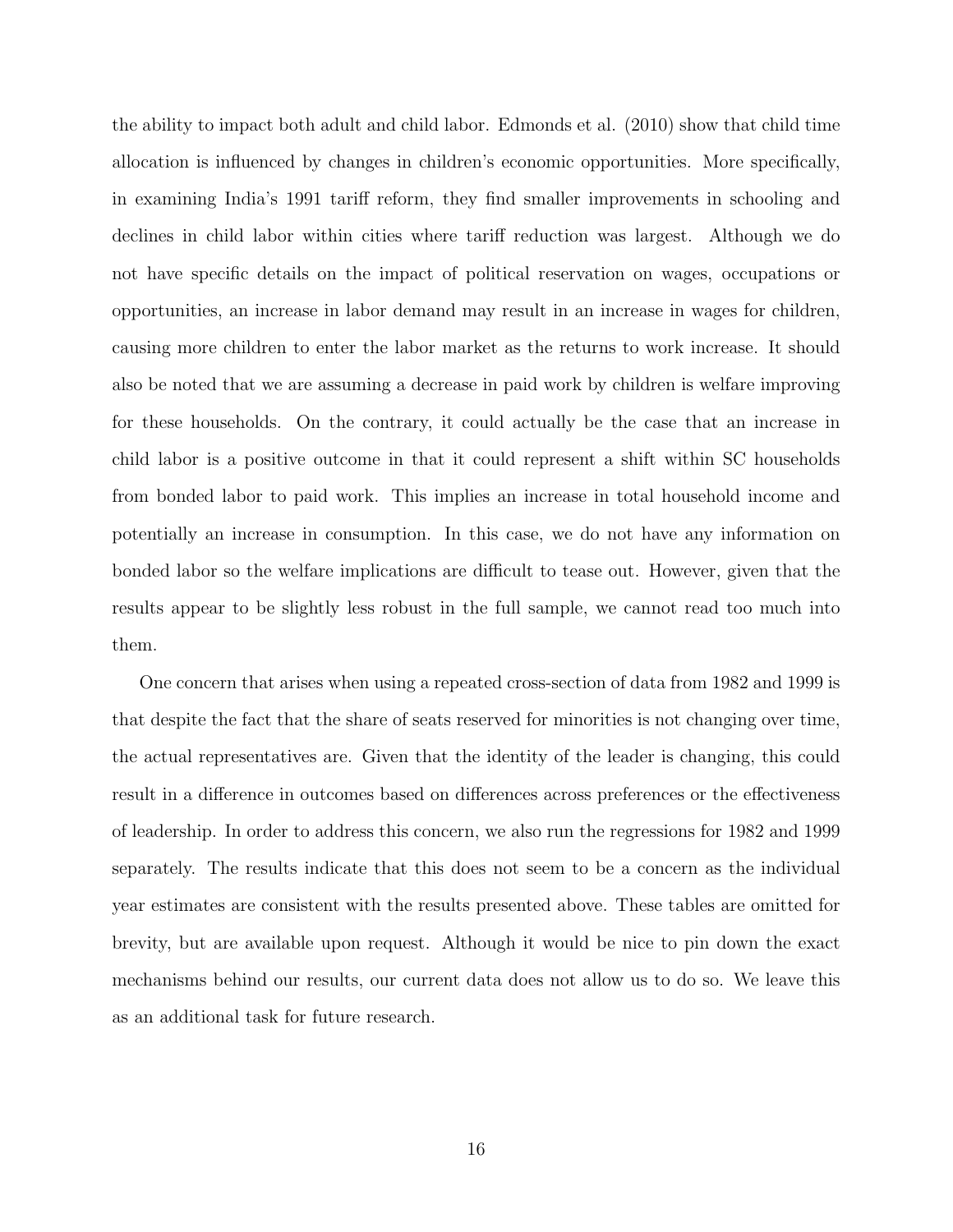the ability to impact both adult and child labor. Edmonds et al. (2010) show that child time allocation is influenced by changes in children's economic opportunities. More specifically, in examining India's 1991 tariff reform, they find smaller improvements in schooling and declines in child labor within cities where tariff reduction was largest. Although we do not have specific details on the impact of political reservation on wages, occupations or opportunities, an increase in labor demand may result in an increase in wages for children, causing more children to enter the labor market as the returns to work increase. It should also be noted that we are assuming a decrease in paid work by children is welfare improving for these households. On the contrary, it could actually be the case that an increase in child labor is a positive outcome in that it could represent a shift within SC households from bonded labor to paid work. This implies an increase in total household income and potentially an increase in consumption. In this case, we do not have any information on bonded labor so the welfare implications are difficult to tease out. However, given that the results appear to be slightly less robust in the full sample, we cannot read too much into them.

One concern that arises when using a repeated cross-section of data from 1982 and 1999 is that despite the fact that the share of seats reserved for minorities is not changing over time, the actual representatives are. Given that the identity of the leader is changing, this could result in a difference in outcomes based on differences across preferences or the effectiveness of leadership. In order to address this concern, we also run the regressions for 1982 and 1999 separately. The results indicate that this does not seem to be a concern as the individual year estimates are consistent with the results presented above. These tables are omitted for brevity, but are available upon request. Although it would be nice to pin down the exact mechanisms behind our results, our current data does not allow us to do so. We leave this as an additional task for future research.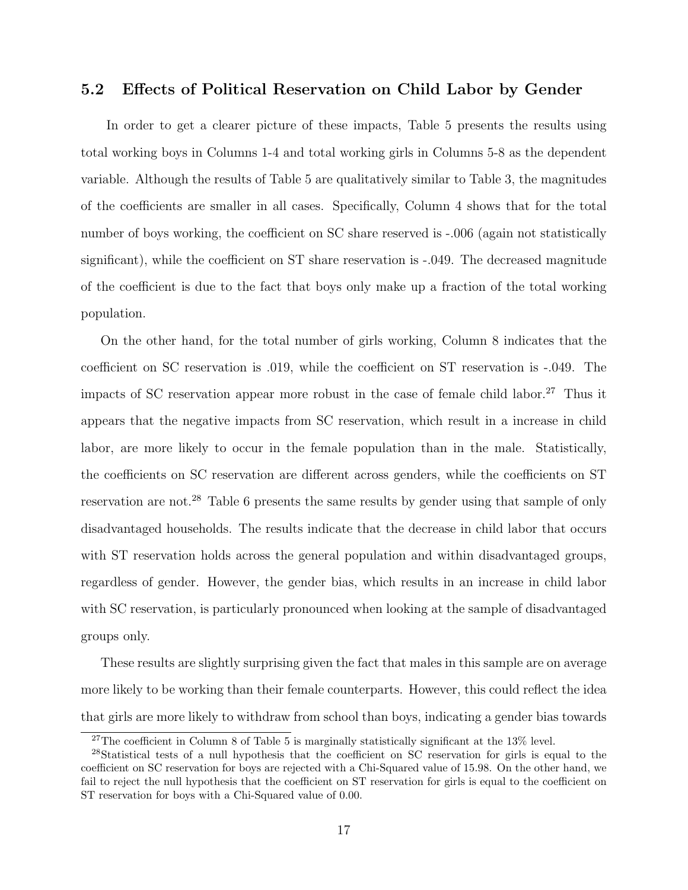## 5.2 Effects of Political Reservation on Child Labor by Gender

In order to get a clearer picture of these impacts, Table 5 presents the results using total working boys in Columns 1-4 and total working girls in Columns 5-8 as the dependent variable. Although the results of Table 5 are qualitatively similar to Table 3, the magnitudes of the coefficients are smaller in all cases. Specifically, Column 4 shows that for the total number of boys working, the coefficient on SC share reserved is -.006 (again not statistically significant), while the coefficient on ST share reservation is -.049. The decreased magnitude of the coefficient is due to the fact that boys only make up a fraction of the total working population.

On the other hand, for the total number of girls working, Column 8 indicates that the coefficient on SC reservation is .019, while the coefficient on ST reservation is -.049. The impacts of SC reservation appear more robust in the case of female child labor.[27] Thus it appears that the negative impacts from SC reservation, which result in a increase in child labor, are more likely to occur in the female population than in the male. Statistically, the coefficients on SC reservation are different across genders, while the coefficients on ST reservation are not.[28] Table 6 presents the same results by gender using that sample of only disadvantaged households. The results indicate that the decrease in child labor that occurs with ST reservation holds across the general population and within disadvantaged groups, regardless of gender. However, the gender bias, which results in an increase in child labor with SC reservation, is particularly pronounced when looking at the sample of disadvantaged groups only.

These results are slightly surprising given the fact that males in this sample are on average more likely to be working than their female counterparts. However, this could reflect the idea that girls are more likely to withdraw from school than boys, indicating a gender bias towards

[27] The coefficient in Column 8 of Table 5 is marginally statistically significant at the 13% level.

[28] Statistical tests of a null hypothesis that the coefficient on SC reservation for girls is equal to the coefficient on SC reservation for boys are rejected with a Chi-Squared value of 15.98. On the other hand, we fail to reject the null hypothesis that the coefficient on ST reservation for girls is equal to the coefficient on ST reservation for boys with a Chi-Squared value of 0.00.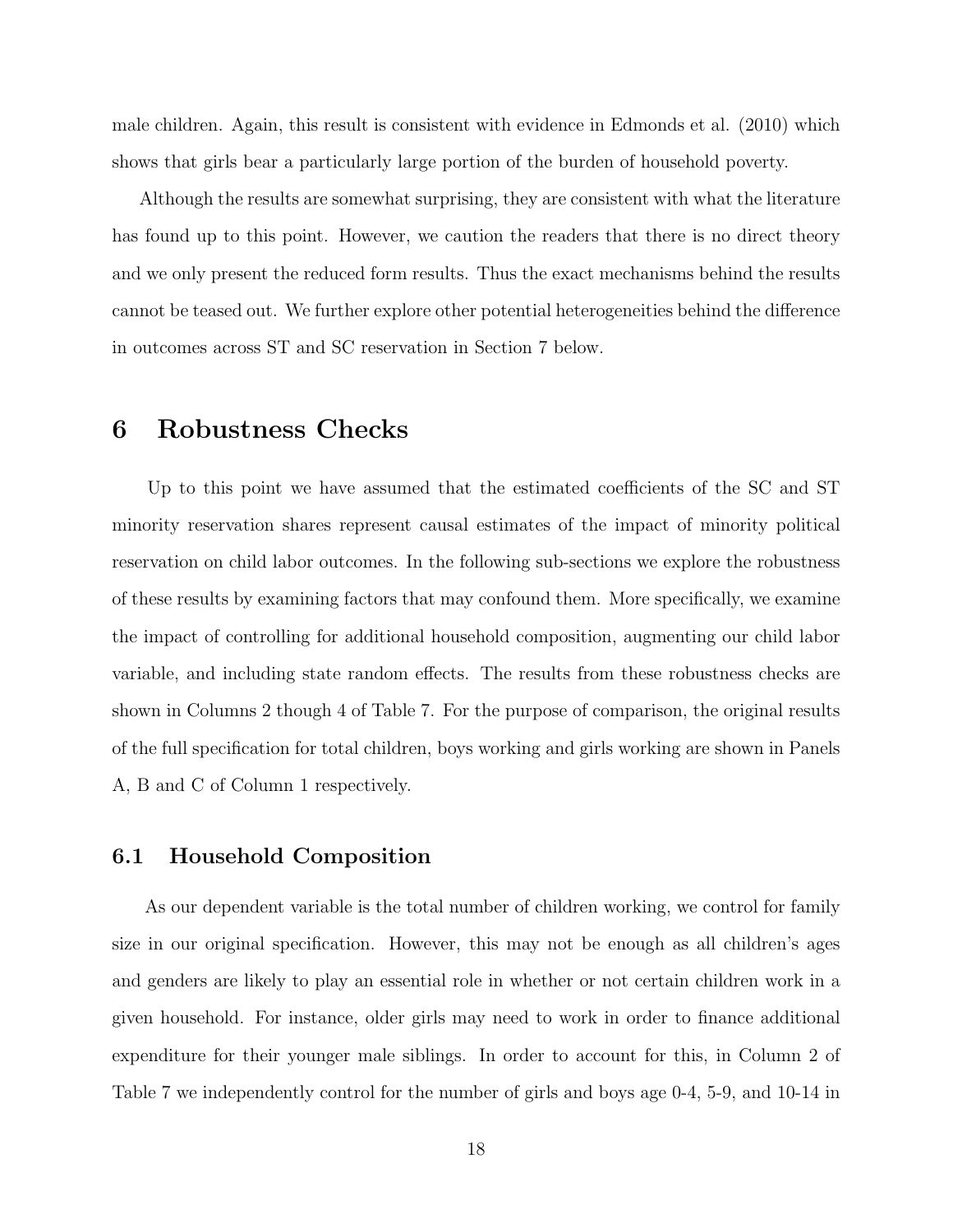male children. Again, this result is consistent with evidence in Edmonds et al. (2010) which shows that girls bear a particularly large portion of the burden of household poverty.

Although the results are somewhat surprising, they are consistent with what the literature has found up to this point. However, we caution the readers that there is no direct theory and we only present the reduced form results. Thus the exact mechanisms behind the results cannot be teased out. We further explore other potential heterogeneities behind the difference in outcomes across ST and SC reservation in Section 7 below.

# 6 Robustness Checks

Up to this point we have assumed that the estimated coefficients of the SC and ST minority reservation shares represent causal estimates of the impact of minority political reservation on child labor outcomes. In the following sub-sections we explore the robustness of these results by examining factors that may confound them. More specifically, we examine the impact of controlling for additional household composition, augmenting our child labor variable, and including state random effects. The results from these robustness checks are shown in Columns 2 though 4 of Table 7. For the purpose of comparison, the original results of the full specification for total children, boys working and girls working are shown in Panels A, B and C of Column 1 respectively.

## 6.1 Household Composition

As our dependent variable is the total number of children working, we control for family size in our original specification. However, this may not be enough as all children's ages and genders are likely to play an essential role in whether or not certain children work in a given household. For instance, older girls may need to work in order to finance additional expenditure for their younger male siblings. In order to account for this, in Column 2 of Table 7 we independently control for the number of girls and boys age 0-4, 5-9, and 10-14 in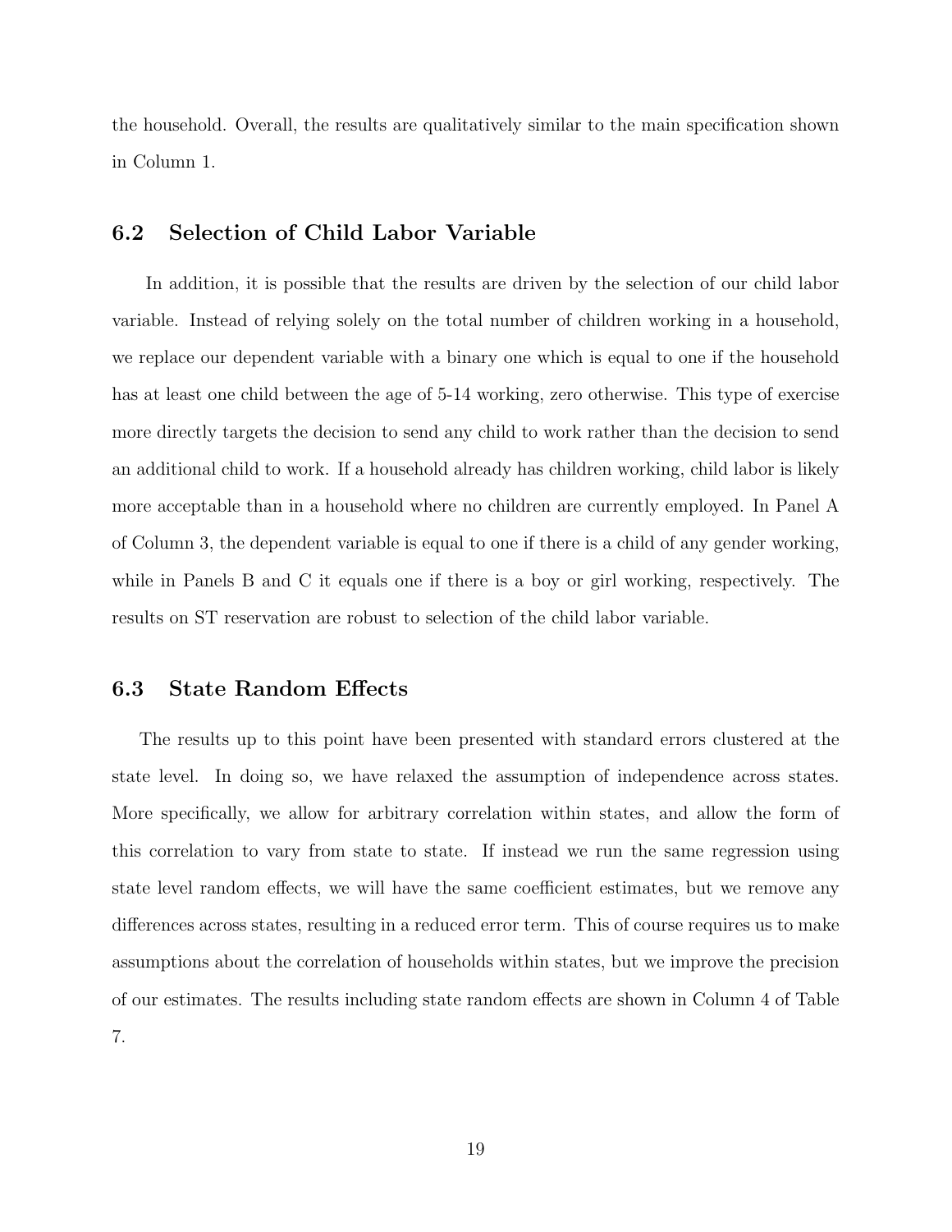the household. Overall, the results are qualitatively similar to the main specification shown in Column 1.

### 6.2 Selection of Child Labor Variable

In addition, it is possible that the results are driven by the selection of our child labor variable. Instead of relying solely on the total number of children working in a household, we replace our dependent variable with a binary one which is equal to one if the household has at least one child between the age of 5-14 working, zero otherwise. This type of exercise more directly targets the decision to send any child to work rather than the decision to send an additional child to work. If a household already has children working, child labor is likely more acceptable than in a household where no children are currently employed. In Panel A of Column 3, the dependent variable is equal to one if there is a child of any gender working, while in Panels B and C it equals one if there is a boy or girl working, respectively. The results on ST reservation are robust to selection of the child labor variable.

### 6.3 State Random Effects

The results up to this point have been presented with standard errors clustered at the state level. In doing so, we have relaxed the assumption of independence across states. More specifically, we allow for arbitrary correlation within states, and allow the form of this correlation to vary from state to state. If instead we run the same regression using state level random effects, we will have the same coefficient estimates, but we remove any differences across states, resulting in a reduced error term. This of course requires us to make assumptions about the correlation of households within states, but we improve the precision of our estimates. The results including state random effects are shown in Column 4 of Table 7.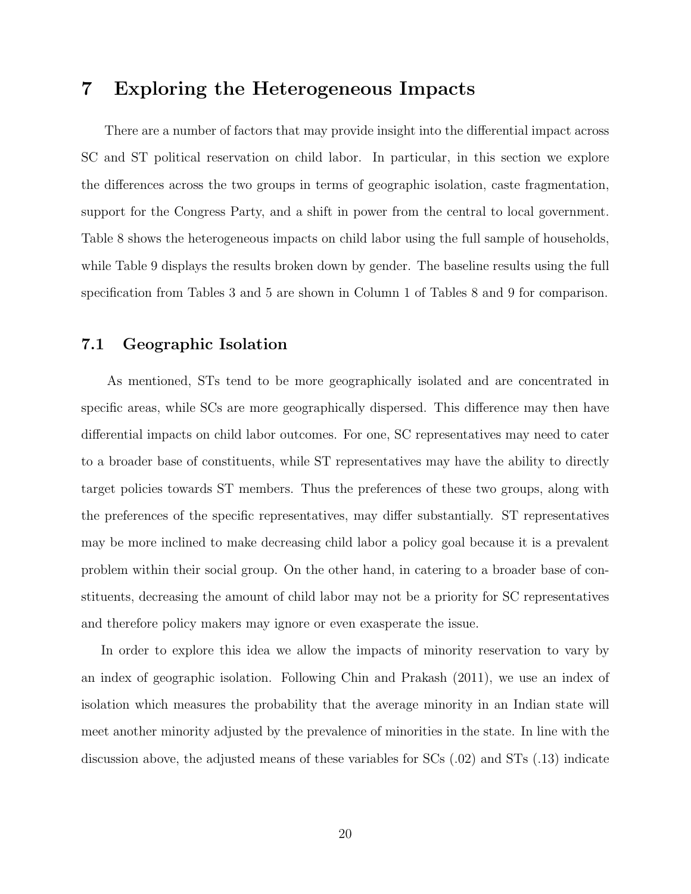## 7 Exploring the Heterogeneous Impacts

There are a number of factors that may provide insight into the differential impact across SC and ST political reservation on child labor. In particular, in this section we explore the differences across the two groups in terms of geographic isolation, caste fragmentation, support for the Congress Party, and a shift in power from the central to local government. Table 8 shows the heterogeneous impacts on child labor using the full sample of households, while Table 9 displays the results broken down by gender. The baseline results using the full specification from Tables 3 and 5 are shown in Column 1 of Tables 8 and 9 for comparison.

### 7.1 Geographic Isolation

As mentioned, STs tend to be more geographically isolated and are concentrated in specific areas, while SCs are more geographically dispersed. This difference may then have differential impacts on child labor outcomes. For one, SC representatives may need to cater to a broader base of constituents, while ST representatives may have the ability to directly target policies towards ST members. Thus the preferences of these two groups, along with the preferences of the specific representatives, may differ substantially. ST representatives may be more inclined to make decreasing child labor a policy goal because it is a prevalent problem within their social group. On the other hand, in catering to a broader base of constituents, decreasing the amount of child labor may not be a priority for SC representatives and therefore policy makers may ignore or even exasperate the issue.

In order to explore this idea we allow the impacts of minority reservation to vary by an index of geographic isolation. Following Chin and Prakash (2011), we use an index of isolation which measures the probability that the average minority in an Indian state will meet another minority adjusted by the prevalence of minorities in the state. In line with the discussion above, the adjusted means of these variables for SCs (.02) and STs (.13) indicate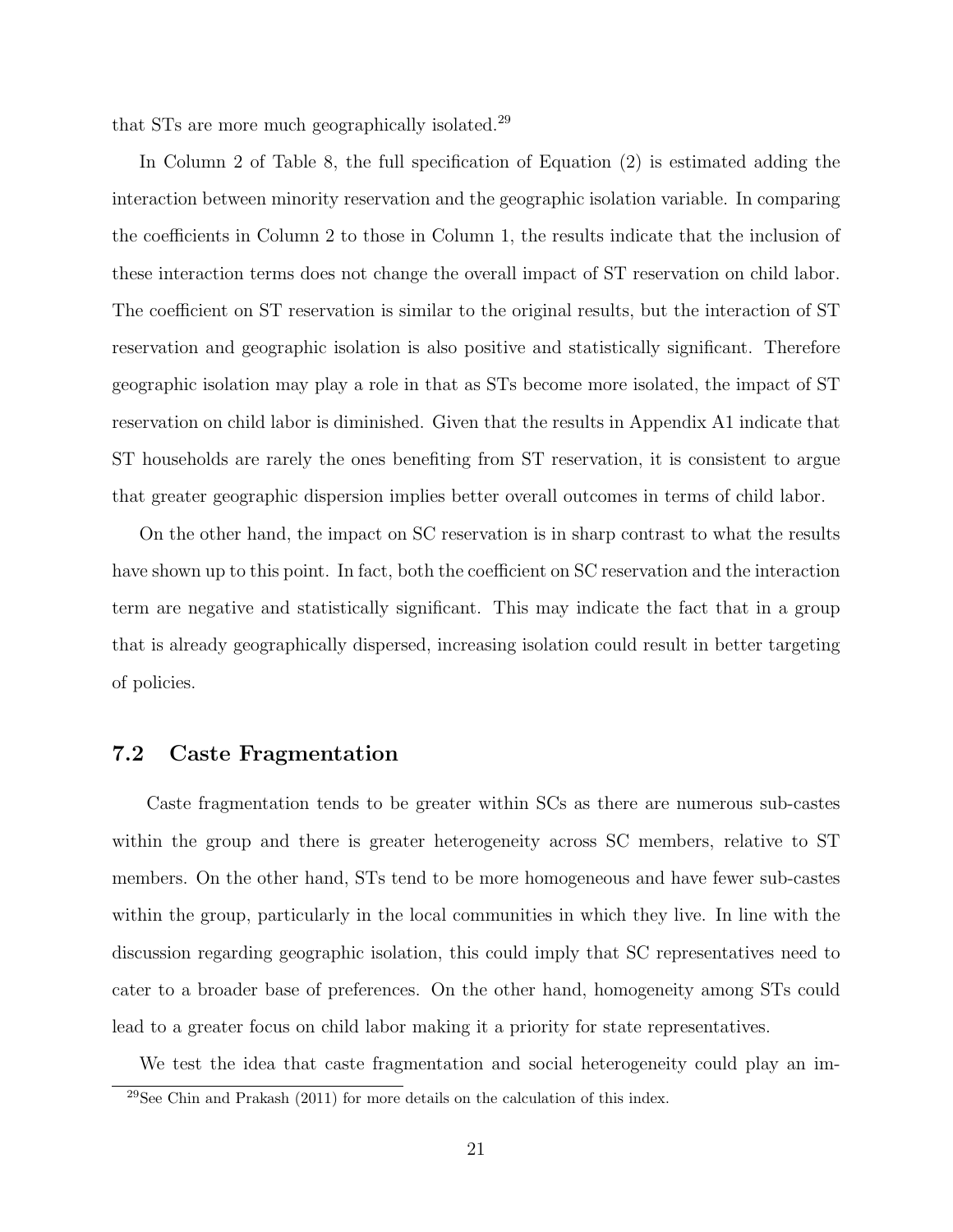that STs are more much geographically isolated.[29]

In Column 2 of Table 8, the full specification of Equation (2) is estimated adding the interaction between minority reservation and the geographic isolation variable. In comparing the coefficients in Column 2 to those in Column 1, the results indicate that the inclusion of these interaction terms does not change the overall impact of ST reservation on child labor. The coefficient on ST reservation is similar to the original results, but the interaction of ST reservation and geographic isolation is also positive and statistically significant. Therefore geographic isolation may play a role in that as STs become more isolated, the impact of ST reservation on child labor is diminished. Given that the results in Appendix A1 indicate that ST households are rarely the ones benefiting from ST reservation, it is consistent to argue that greater geographic dispersion implies better overall outcomes in terms of child labor.

On the other hand, the impact on SC reservation is in sharp contrast to what the results have shown up to this point. In fact, both the coefficient on SC reservation and the interaction term are negative and statistically significant. This may indicate the fact that in a group that is already geographically dispersed, increasing isolation could result in better targeting of policies.

## 7.2 Caste Fragmentation

Caste fragmentation tends to be greater within SCs as there are numerous sub-castes within the group and there is greater heterogeneity across SC members, relative to ST members. On the other hand, STs tend to be more homogeneous and have fewer sub-castes within the group, particularly in the local communities in which they live. In line with the discussion regarding geographic isolation, this could imply that SC representatives need to cater to a broader base of preferences. On the other hand, homogeneity among STs could lead to a greater focus on child labor making it a priority for state representatives.

We test the idea that caste fragmentation and social heterogeneity could play an im-

[29] See Chin and Prakash (2011) for more details on the calculation of this index.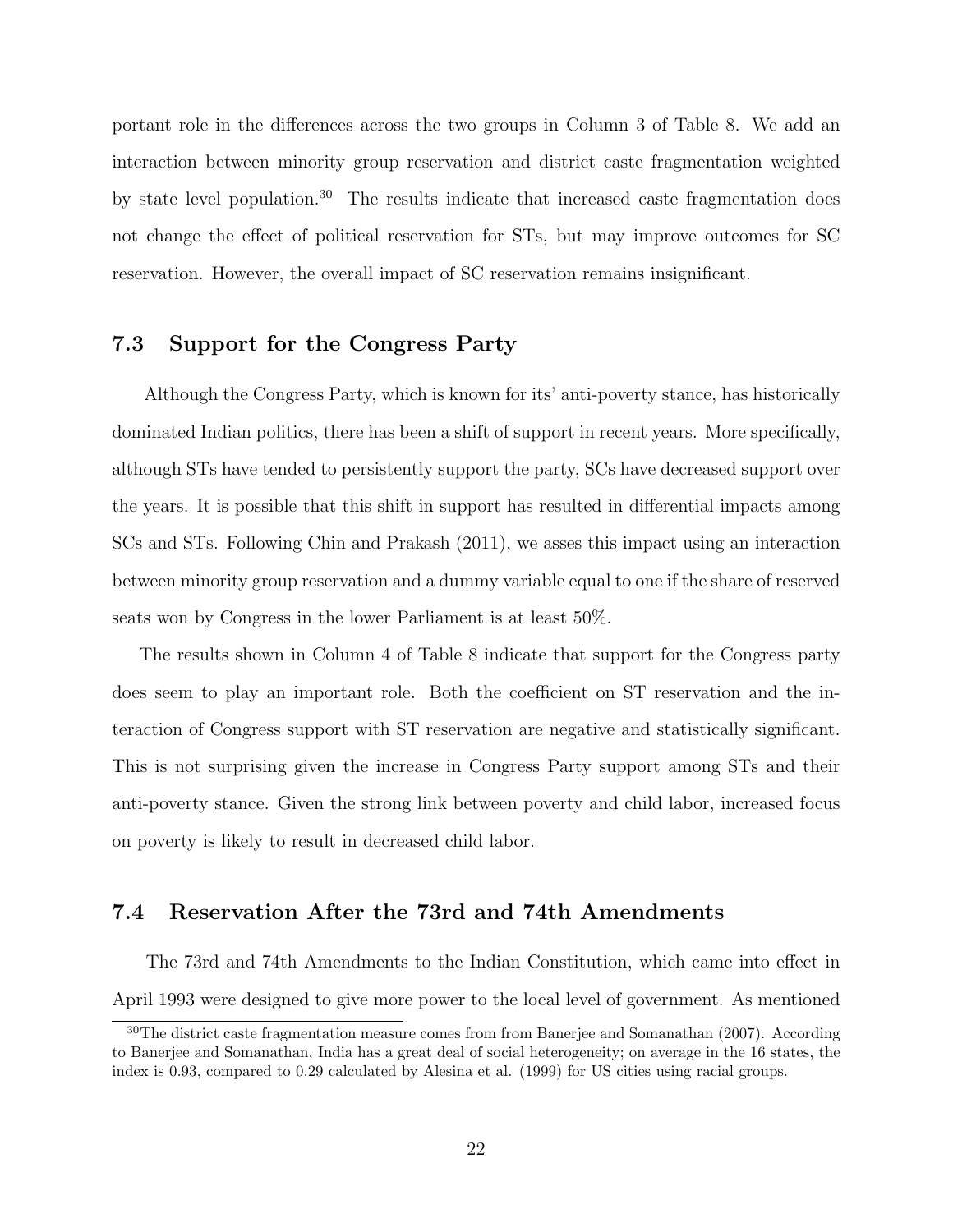portant role in the differences across the two groups in Column 3 of Table 8. We add an interaction between minority group reservation and district caste fragmentation weighted by state level population.[30] The results indicate that increased caste fragmentation does not change the effect of political reservation for STs, but may improve outcomes for SC reservation. However, the overall impact of SC reservation remains insignificant.

### 7.3 Support for the Congress Party

Although the Congress Party, which is known for its' anti-poverty stance, has historically dominated Indian politics, there has been a shift of support in recent years. More specifically, although STs have tended to persistently support the party, SCs have decreased support over the years. It is possible that this shift in support has resulted in differential impacts among SCs and STs. Following Chin and Prakash (2011), we asses this impact using an interaction between minority group reservation and a dummy variable equal to one if the share of reserved seats won by Congress in the lower Parliament is at least 50%.

The results shown in Column 4 of Table 8 indicate that support for the Congress party does seem to play an important role. Both the coefficient on ST reservation and the interaction of Congress support with ST reservation are negative and statistically significant. This is not surprising given the increase in Congress Party support among STs and their anti-poverty stance. Given the strong link between poverty and child labor, increased focus on poverty is likely to result in decreased child labor.

### 7.4 Reservation After the 73rd and 74th Amendments

The 73rd and 74th Amendments to the Indian Constitution, which came into effect in April 1993 were designed to give more power to the local level of government. As mentioned

[30] The district caste fragmentation measure comes from from Banerjee and Somanathan (2007). According to Banerjee and Somanathan, India has a great deal of social heterogeneity; on average in the 16 states, the index is 0.93, compared to 0.29 calculated by Alesina et al. (1999) for US cities using racial groups.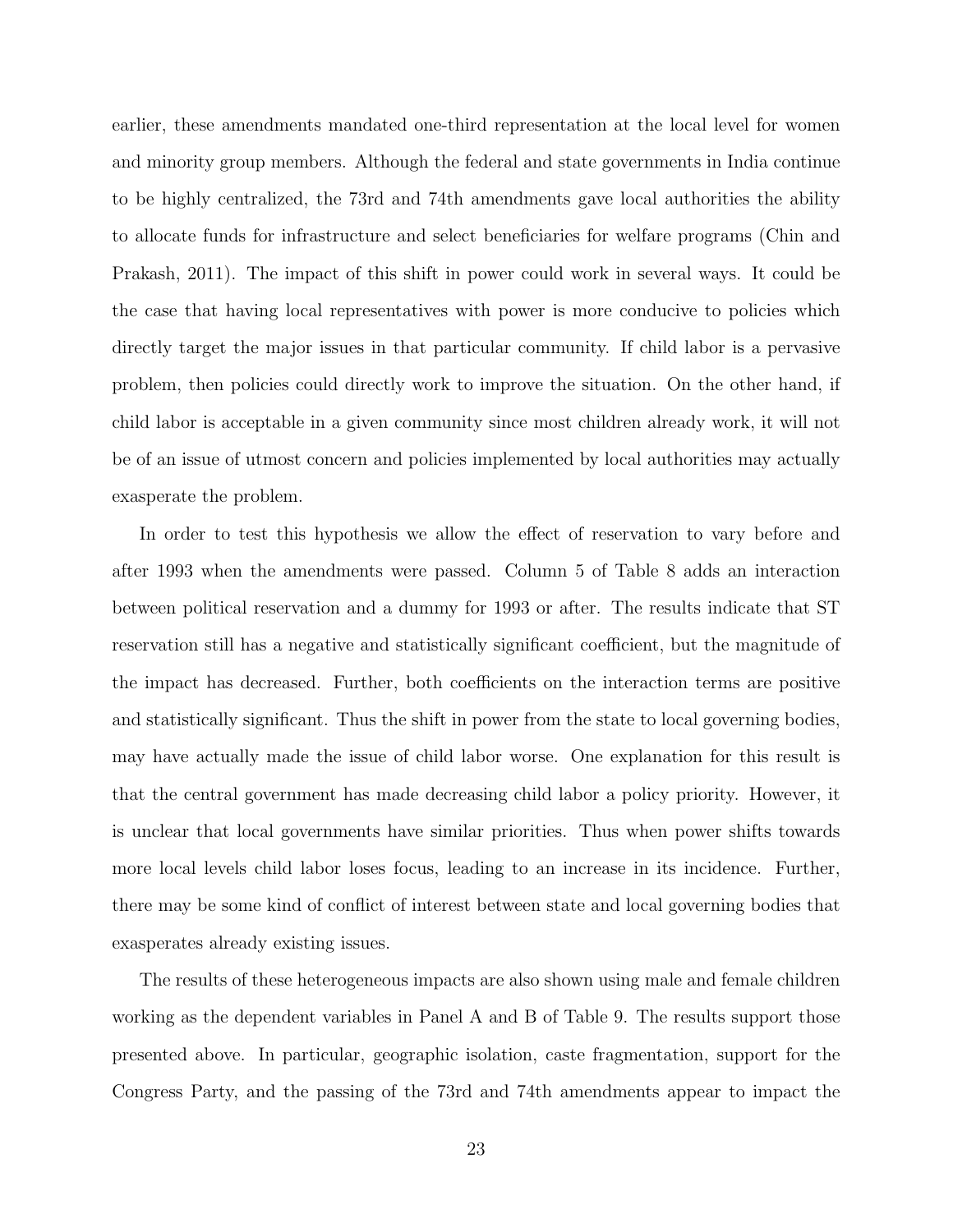earlier, these amendments mandated one-third representation at the local level for women and minority group members. Although the federal and state governments in India continue to be highly centralized, the 73rd and 74th amendments gave local authorities the ability to allocate funds for infrastructure and select beneficiaries for welfare programs (Chin and Prakash, 2011). The impact of this shift in power could work in several ways. It could be the case that having local representatives with power is more conducive to policies which directly target the major issues in that particular community. If child labor is a pervasive problem, then policies could directly work to improve the situation. On the other hand, if child labor is acceptable in a given community since most children already work, it will not be of an issue of utmost concern and policies implemented by local authorities may actually exasperate the problem.

In order to test this hypothesis we allow the effect of reservation to vary before and after 1993 when the amendments were passed. Column 5 of Table 8 adds an interaction between political reservation and a dummy for 1993 or after. The results indicate that ST reservation still has a negative and statistically significant coefficient, but the magnitude of the impact has decreased. Further, both coefficients on the interaction terms are positive and statistically significant. Thus the shift in power from the state to local governing bodies, may have actually made the issue of child labor worse. One explanation for this result is that the central government has made decreasing child labor a policy priority. However, it is unclear that local governments have similar priorities. Thus when power shifts towards more local levels child labor loses focus, leading to an increase in its incidence. Further, there may be some kind of conflict of interest between state and local governing bodies that exasperates already existing issues.

The results of these heterogeneous impacts are also shown using male and female children working as the dependent variables in Panel A and B of Table 9. The results support those presented above. In particular, geographic isolation, caste fragmentation, support for the Congress Party, and the passing of the 73rd and 74th amendments appear to impact the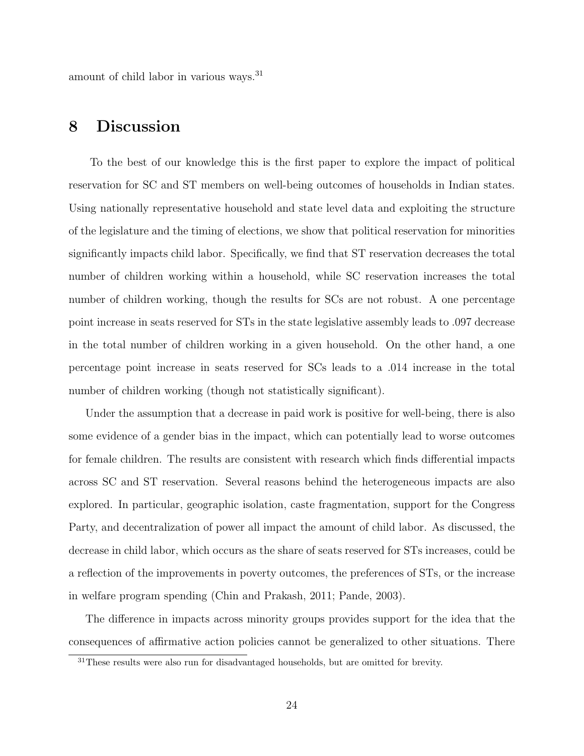amount of child labor in various ways.[31]

## 8 Discussion

To the best of our knowledge this is the first paper to explore the impact of political reservation for SC and ST members on well-being outcomes of households in Indian states. Using nationally representative household and state level data and exploiting the structure of the legislature and the timing of elections, we show that political reservation for minorities significantly impacts child labor. Specifically, we find that ST reservation decreases the total number of children working within a household, while SC reservation increases the total number of children working, though the results for SCs are not robust. A one percentage point increase in seats reserved for STs in the state legislative assembly leads to .097 decrease in the total number of children working in a given household. On the other hand, a one percentage point increase in seats reserved for SCs leads to a .014 increase in the total number of children working (though not statistically significant).

Under the assumption that a decrease in paid work is positive for well-being, there is also some evidence of a gender bias in the impact, which can potentially lead to worse outcomes for female children. The results are consistent with research which finds differential impacts across SC and ST reservation. Several reasons behind the heterogeneous impacts are also explored. In particular, geographic isolation, caste fragmentation, support for the Congress Party, and decentralization of power all impact the amount of child labor. As discussed, the decrease in child labor, which occurs as the share of seats reserved for STs increases, could be a reflection of the improvements in poverty outcomes, the preferences of STs, or the increase in welfare program spending (Chin and Prakash, 2011; Pande, 2003).

The difference in impacts across minority groups provides support for the idea that the consequences of affirmative action policies cannot be generalized to other situations. There

[31] These results were also run for disadvantaged households, but are omitted for brevity.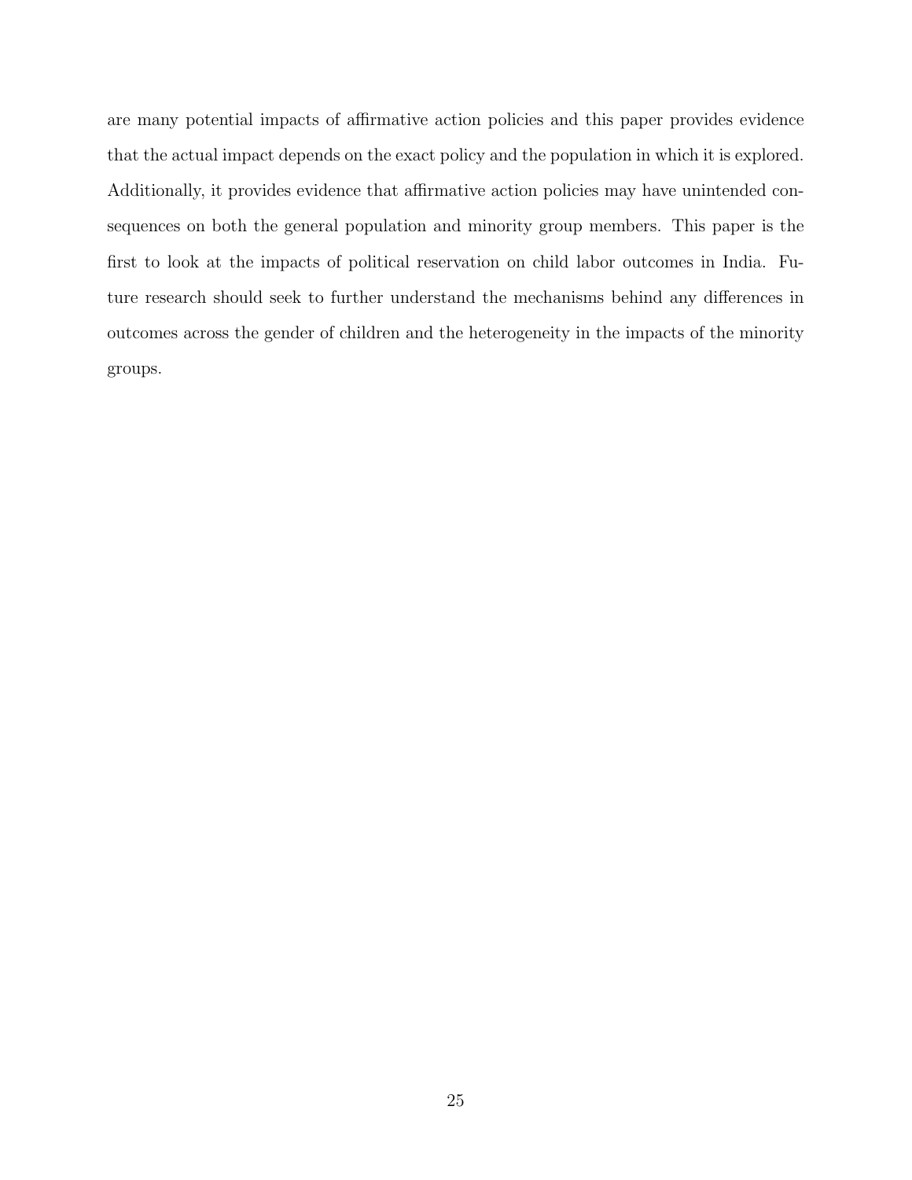are many potential impacts of affirmative action policies and this paper provides evidence that the actual impact depends on the exact policy and the population in which it is explored. Additionally, it provides evidence that affirmative action policies may have unintended consequences on both the general population and minority group members. This paper is the first to look at the impacts of political reservation on child labor outcomes in India. Future research should seek to further understand the mechanisms behind any differences in outcomes across the gender of children and the heterogeneity in the impacts of the minority groups.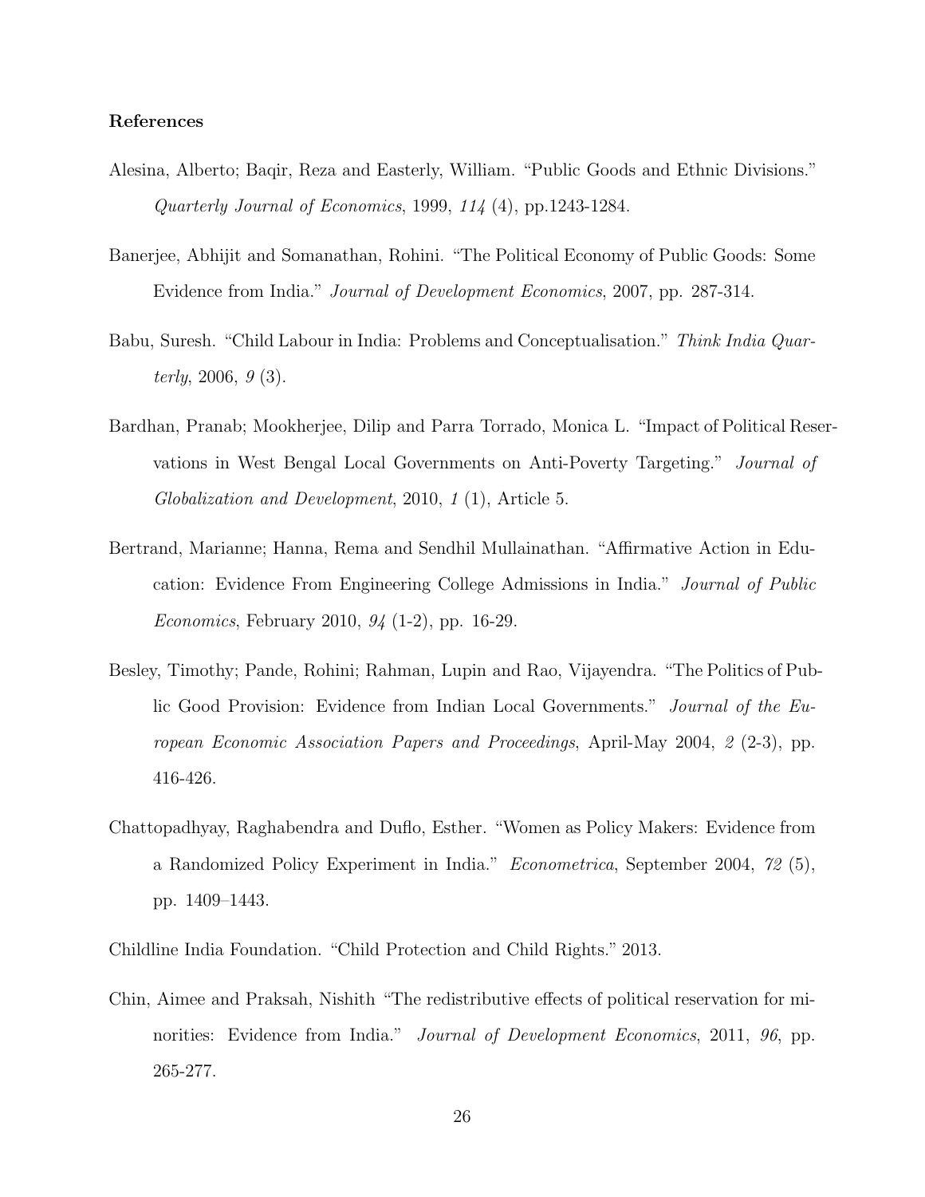### References

Alesina, Alberto; Baqir, Reza and Easterly, William. "Public Goods and Ethnic Divisions." *Quarterly Journal of Economics*, 1999, *114* (4), pp.1243-1284.

Banerjee, Abhijit and Somanathan, Rohini. "The Political Economy of Public Goods: Some Evidence from India." *Journal of Development Economics*, 2007, pp. 287-314.

Babu, Suresh. "Child Labour in India: Problems and Conceptualisation." *Think India Quarterly*, 2006, *9* (3).

Bardhan, Pranab; Mookherjee, Dilip and Parra Torrado, Monica L. "Impact of Political Reservations in West Bengal Local Governments on Anti-Poverty Targeting." *Journal of Globalization and Development*, 2010, *1* (1), Article 5.

Bertrand, Marianne; Hanna, Rema and Sendhil Mullainathan. "Affirmative Action in Education: Evidence From Engineering College Admissions in India." *Journal of Public Economics*, February 2010, *94* (1-2), pp. 16-29.

Besley, Timothy; Pande, Rohini; Rahman, Lupin and Rao, Vijayendra. "The Politics of Public Good Provision: Evidence from Indian Local Governments." *Journal of the European Economic Association Papers and Proceedings*, April-May 2004, *2* (2-3), pp. 416-426.

Chattopadhyay, Raghabendra and Duflo, Esther. "Women as Policy Makers: Evidence from a Randomized Policy Experiment in India." *Econometrica*, September 2004, *72* (5), pp. 1409–1443.

Childline India Foundation. "Child Protection and Child Rights." 2013.

Chin, Aimee and Praksah, Nishith "The redistributive effects of political reservation for minorities: Evidence from India." *Journal of Development Economics*, 2011, *96*, pp. 265-277.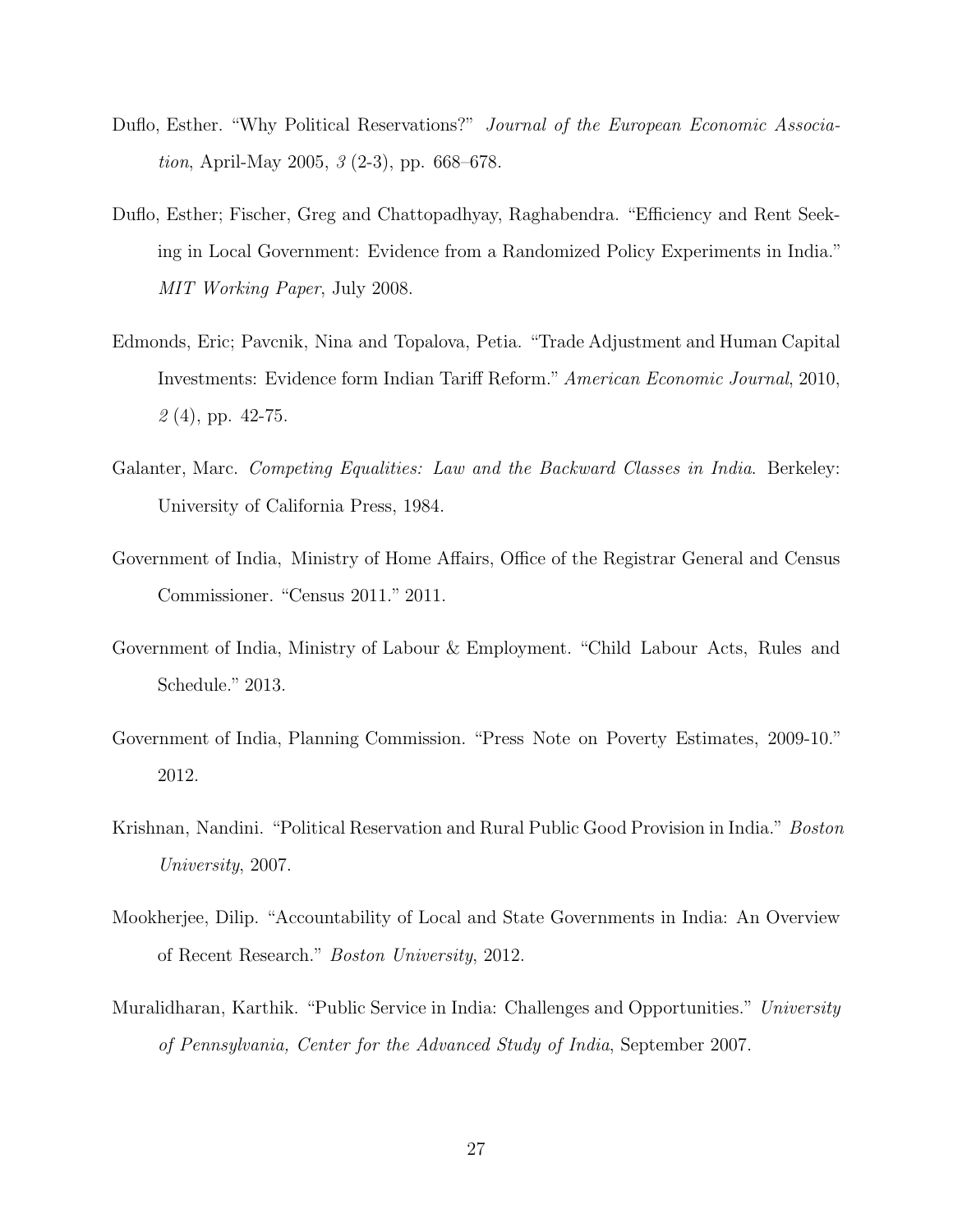Duflo, Esther. "Why Political Reservations?" *Journal of the European Economic Association*, April-May 2005, *3* (2-3), pp. 668–678.

Duflo, Esther; Fischer, Greg and Chattopadhyay, Raghabendra. "Efficiency and Rent Seeking in Local Government: Evidence from a Randomized Policy Experiments in India." *MIT Working Paper*, July 2008.

Edmonds, Eric; Pavcnik, Nina and Topalova, Petia. "Trade Adjustment and Human Capital Investments: Evidence form Indian Tariff Reform." *American Economic Journal*, 2010, *2* (4), pp. 42-75.

Galanter, Marc. *Competing Equalities: Law and the Backward Classes in India*. Berkeley: University of California Press, 1984.

Government of India, Ministry of Home Affairs, Office of the Registrar General and Census Commissioner. "Census 2011." 2011.

Government of India, Ministry of Labour & Employment. "Child Labour Acts, Rules and Schedule." 2013.

Government of India, Planning Commission. "Press Note on Poverty Estimates, 2009-10." 2012.

Krishnan, Nandini. "Political Reservation and Rural Public Good Provision in India." *Boston University*, 2007.

Mookherjee, Dilip. "Accountability of Local and State Governments in India: An Overview of Recent Research." *Boston University*, 2012.

Muralidharan, Karthik. "Public Service in India: Challenges and Opportunities." *University of Pennsylvania, Center for the Advanced Study of India*, September 2007.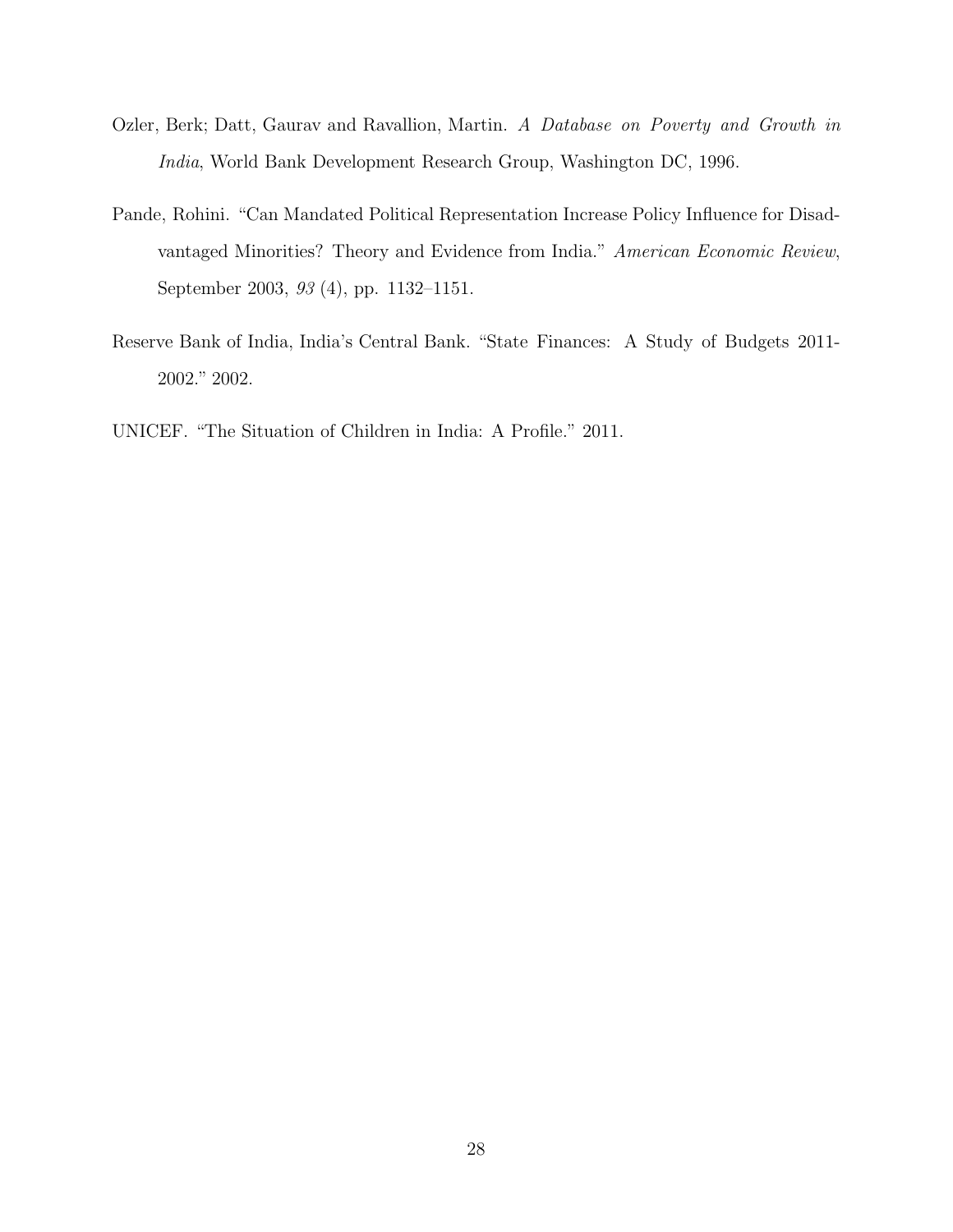Ozler, Berk; Datt, Gaurav and Ravallion, Martin. *A Database on Poverty and Growth in India*, World Bank Development Research Group, Washington DC, 1996.

Pande, Rohini. "Can Mandated Political Representation Increase Policy Influence for Disadvantaged Minorities? Theory and Evidence from India." *American Economic Review*, September 2003, *93* (4), pp. 1132–1151.

Reserve Bank of India, India's Central Bank. "State Finances: A Study of Budgets 2011-2002." 2002.

UNICEF. "The Situation of Children in India: A Profile." 2011.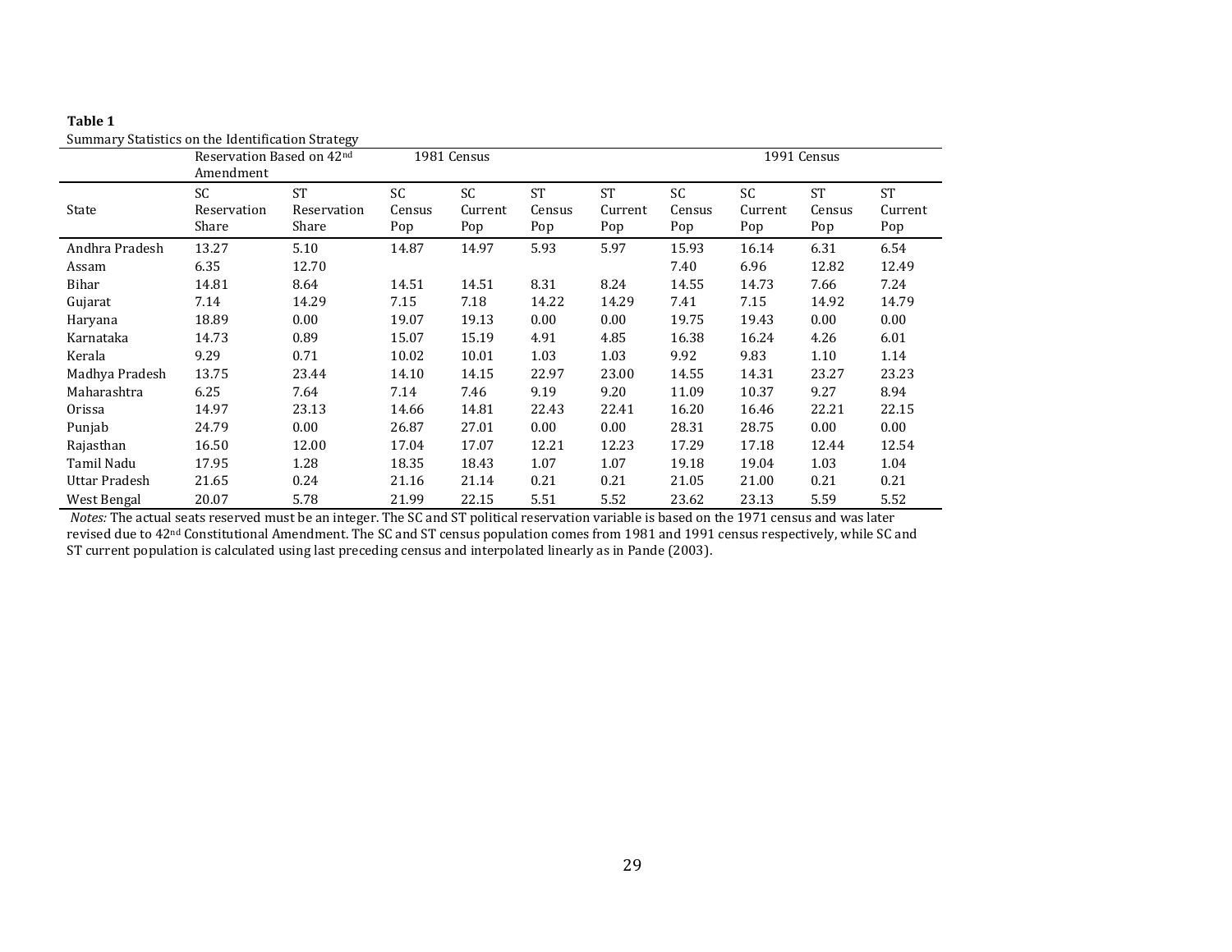**Table 1**

Summary Statistics on the Identification Strategy

| | Reservation Based on 42nd Amendment | | 1981 Census | | | | 1991 Census | | | |
|---|---|---|---|---|---|---|---|---|---|---|
| State | SC Reservation Share | ST Reservation Share | SC Census Pop | SC Current Pop | ST Census Pop | ST Current Pop | SC Census Pop | SC Current Pop | ST Census Pop | ST Current Pop |
| Andhra Pradesh | 13.27 | 5.10 | 14.87 | 14.97 | 5.93 | 5.97 | 15.93 | 16.14 | 6.31 | 6.54 |
| Assam | 6.35 | 12.70 | | | | | 7.40 | 6.96 | 12.82 | 12.49 |
| Bihar | 14.81 | 8.64 | 14.51 | 14.51 | 8.31 | 8.24 | 14.55 | 14.73 | 7.66 | 7.24 |
| Gujarat | 7.14 | 14.29 | 7.15 | 7.18 | 14.22 | 14.29 | 7.41 | 7.15 | 14.92 | 14.79 |
| Haryana | 18.89 | 0.00 | 19.07 | 19.13 | 0.00 | 0.00 | 19.75 | 19.43 | 0.00 | 0.00 |
| Karnataka | 14.73 | 0.89 | 15.07 | 15.19 | 4.91 | 4.85 | 16.38 | 16.24 | 4.26 | 6.01 |
| Kerala | 9.29 | 0.71 | 10.02 | 10.01 | 1.03 | 1.03 | 9.92 | 9.83 | 1.10 | 1.14 |
| Madhya Pradesh | 13.75 | 23.44 | 14.10 | 14.15 | 22.97 | 23.00 | 14.55 | 14.31 | 23.27 | 23.23 |
| Maharashtra | 6.25 | 7.64 | 7.14 | 7.46 | 9.19 | 9.20 | 11.09 | 10.37 | 9.27 | 8.94 |
| Orissa | 14.97 | 23.13 | 14.66 | 14.81 | 22.43 | 22.41 | 16.20 | 16.46 | 22.21 | 22.15 |
| Punjab | 24.79 | 0.00 | 26.87 | 27.01 | 0.00 | 0.00 | 28.31 | 28.75 | 0.00 | 0.00 |
| Rajasthan | 16.50 | 12.00 | 17.04 | 17.07 | 12.21 | 12.23 | 17.29 | 17.18 | 12.44 | 12.54 |
| Tamil Nadu | 17.95 | 1.28 | 18.35 | 18.43 | 1.07 | 1.07 | 19.18 | 19.04 | 1.03 | 1.04 |
| Uttar Pradesh | 21.65 | 0.24 | 21.16 | 21.14 | 0.21 | 0.21 | 21.05 | 21.00 | 0.21 | 0.21 |
| West Bengal | 20.07 | 5.78 | 21.99 | 22.15 | 5.51 | 5.52 | 23.62 | 23.13 | 5.59 | 5.52 |

*Notes:* The actual seats reserved must be an integer. The SC and ST political reservation variable is based on the 1971 census and was later revised due to 42nd Constitutional Amendment. The SC and ST census population comes from 1981 and 1991 census respectively, while SC and ST current population is calculated using last preceding census and interpolated linearly as in Pande (2003).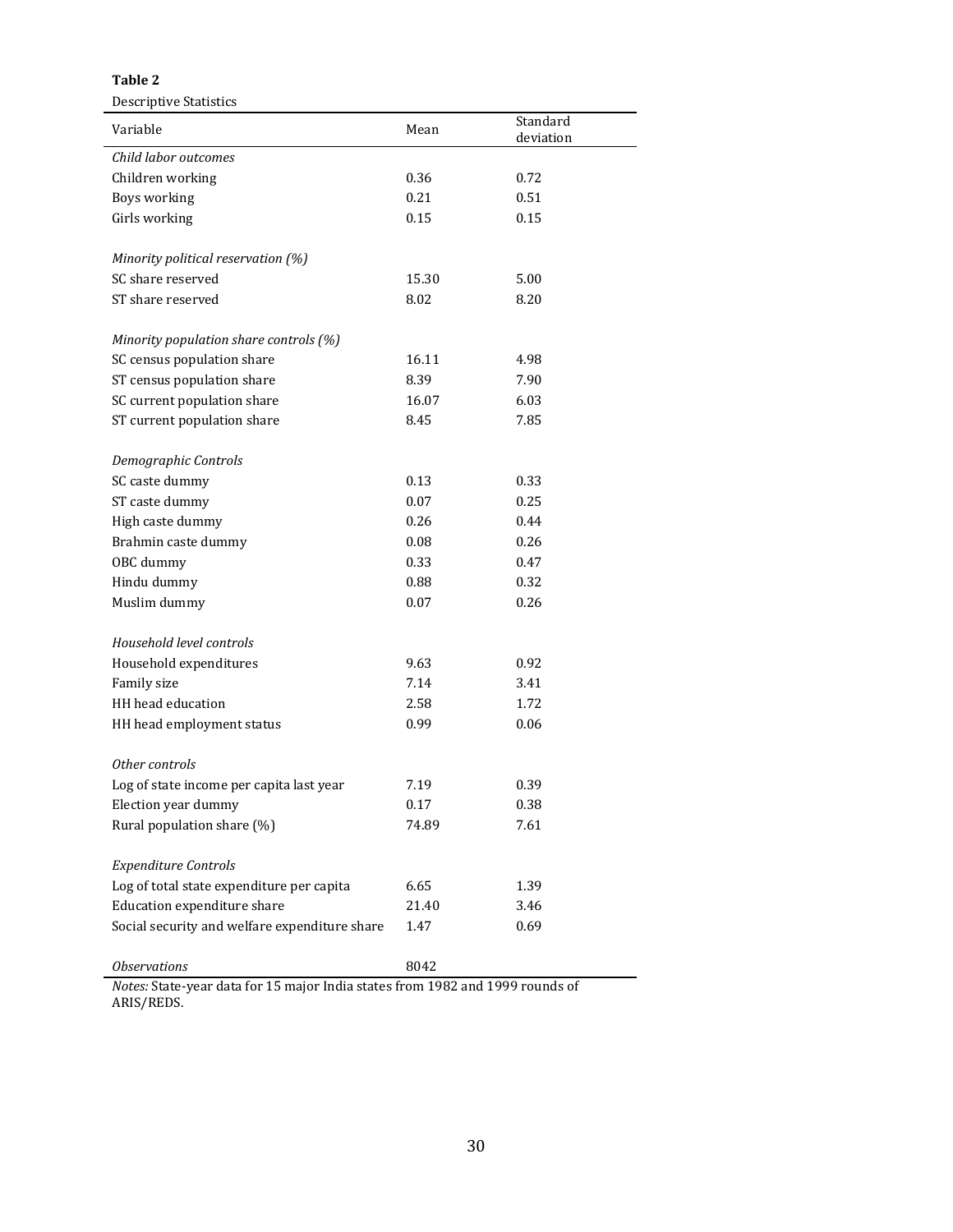**Table 2**

Descriptive Statistics

| Variable | Mean | Standard deviation |
|---|---|---|
| *Child labor outcomes* | | |
| Children working | 0.36 | 0.72 |
| Boys working | 0.21 | 0.51 |
| Girls working | 0.15 | 0.15 |
| *Minority political reservation (%)* | | |
| SC share reserved | 15.30 | 5.00 |
| ST share reserved | 8.02 | 8.20 |
| *Minority population share controls (%)* | | |
| SC census population share | 16.11 | 4.98 |
| ST census population share | 8.39 | 7.90 |
| SC current population share | 16.07 | 6.03 |
| ST current population share | 8.45 | 7.85 |
| *Demographic Controls* | | |
| SC caste dummy | 0.13 | 0.33 |
| ST caste dummy | 0.07 | 0.25 |
| High caste dummy | 0.26 | 0.44 |
| Brahmin caste dummy | 0.08 | 0.26 |
| OBC dummy | 0.33 | 0.47 |
| Hindu dummy | 0.88 | 0.32 |
| Muslim dummy | 0.07 | 0.26 |
| *Household level controls* | | |
| Household expenditures | 9.63 | 0.92 |
| Family size | 7.14 | 3.41 |
| HH head education | 2.58 | 1.72 |
| HH head employment status | 0.99 | 0.06 |
| *Other controls* | | |
| Log of state income per capita last year | 7.19 | 0.39 |
| Election year dummy | 0.17 | 0.38 |
| Rural population share (%) | 74.89 | 7.61 |
| *Expenditure Controls* | | |
| Log of total state expenditure per capita | 6.65 | 1.39 |
| Education expenditure share | 21.40 | 3.46 |
| Social security and welfare expenditure share | 1.47 | 0.69 |
| *Observations* | 8042 | |

*Notes:* State-year data for 15 major India states from 1982 and 1999 rounds of ARIS/REDS.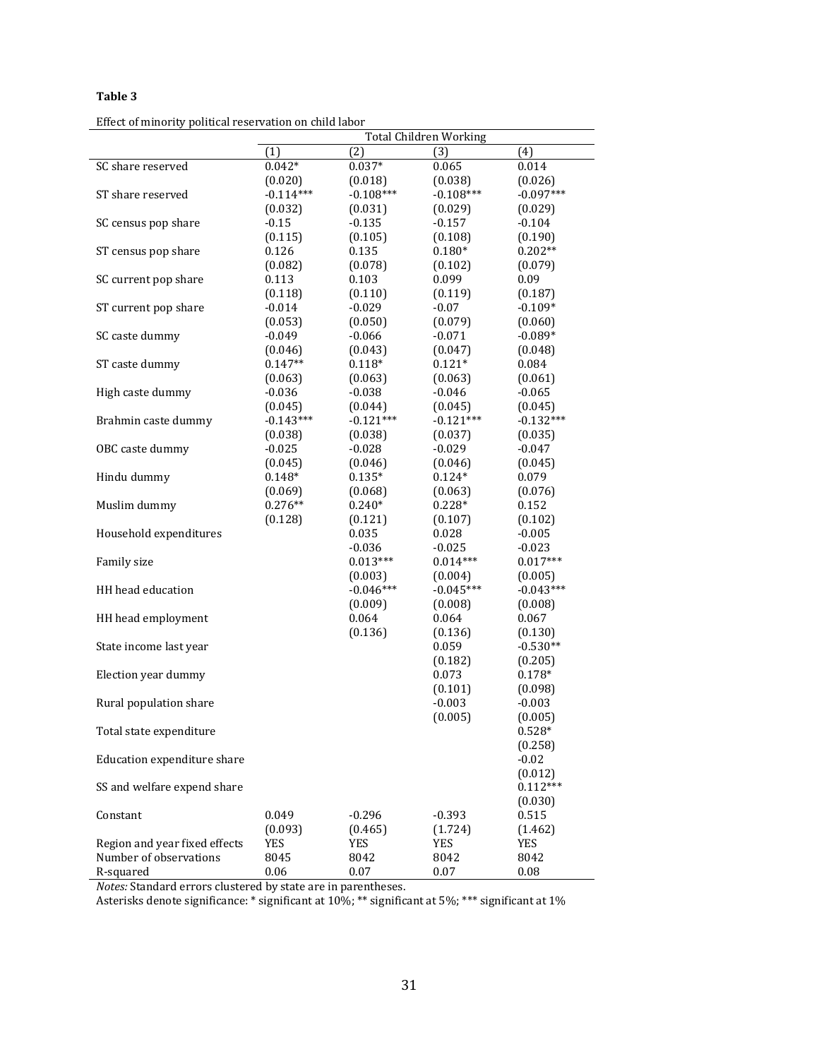**Table 3**

Effect of minority political reservation on child labor

| | Total Children Working | | | |
|---|---|---|---|---|
| | (1) | (2) | (3) | (4) |
| SC share reserved | 0.042* | 0.037* | 0.065 | 0.014 |
| | (0.020) | (0.018) | (0.038) | (0.026) |
| ST share reserved | -0.114*** | -0.108*** | -0.108*** | -0.097*** |
| | (0.032) | (0.031) | (0.029) | (0.029) |
| SC census pop share | -0.15 | -0.135 | -0.157 | -0.104 |
| | (0.115) | (0.105) | (0.108) | (0.190) |
| ST census pop share | 0.126 | 0.135 | 0.180* | 0.202** |
| | (0.082) | (0.078) | (0.102) | (0.079) |
| SC current pop share | 0.113 | 0.103 | 0.099 | 0.09 |
| | (0.118) | (0.110) | (0.119) | (0.187) |
| ST current pop share | -0.014 | -0.029 | -0.07 | -0.109* |
| | (0.053) | (0.050) | (0.079) | (0.060) |
| SC caste dummy | -0.049 | -0.066 | -0.071 | -0.089* |
| | (0.046) | (0.043) | (0.047) | (0.048) |
| ST caste dummy | 0.147** | 0.118* | 0.121* | 0.084 |
| | (0.063) | (0.063) | (0.063) | (0.061) |
| High caste dummy | -0.036 | -0.038 | -0.046 | -0.065 |
| | (0.045) | (0.044) | (0.045) | (0.045) |
| Brahmin caste dummy | -0.143*** | -0.121*** | -0.121*** | -0.132*** |
| | (0.038) | (0.038) | (0.037) | (0.035) |
| OBC caste dummy | -0.025 | -0.028 | -0.029 | -0.047 |
| | (0.045) | (0.046) | (0.046) | (0.045) |
| Hindu dummy | 0.148* | 0.135* | 0.124* | 0.079 |
| | (0.069) | (0.068) | (0.063) | (0.076) |
| Muslim dummy | 0.276** | 0.240* | 0.228* | 0.152 |
| | (0.128) | (0.121) | (0.107) | (0.102) |
| Household expenditures | | 0.035 | 0.028 | -0.005 |
| | | -0.036 | -0.025 | -0.023 |
| Family size | | 0.013*** | 0.014*** | 0.017*** |
| | | (0.003) | (0.004) | (0.005) |
| HH head education | | -0.046*** | -0.045*** | -0.043*** |
| | | (0.009) | (0.008) | (0.008) |
| HH head employment | | 0.064 | 0.064 | 0.067 |
| | | (0.136) | (0.136) | (0.130) |
| State income last year | | | 0.059 | -0.530** |
| | | | (0.182) | (0.205) |
| Election year dummy | | | 0.073 | 0.178* |
| | | | (0.101) | (0.098) |
| Rural population share | | | -0.003 | -0.003 |
| | | | (0.005) | (0.005) |
| Total state expenditure | | | | 0.528* |
| | | | | (0.258) |
| Education expenditure share | | | | -0.02 |
| | | | | (0.012) |
| SS and welfare expend share | | | | 0.112*** |
| | | | | (0.030) |
| Constant | 0.049 | -0.296 | -0.393 | 0.515 |
| | (0.093) | (0.465) | (1.724) | (1.462) |
| Region and year fixed effects | YES | YES | YES | YES |
| Number of observations | 8045 | 8042 | 8042 | 8042 |
| R-squared | 0.06 | 0.07 | 0.07 | 0.08 |

*Notes:* Standard errors clustered by state are in parentheses.
Asterisks denote significance: * significant at 10%; ** significant at 5%; *** significant at 1%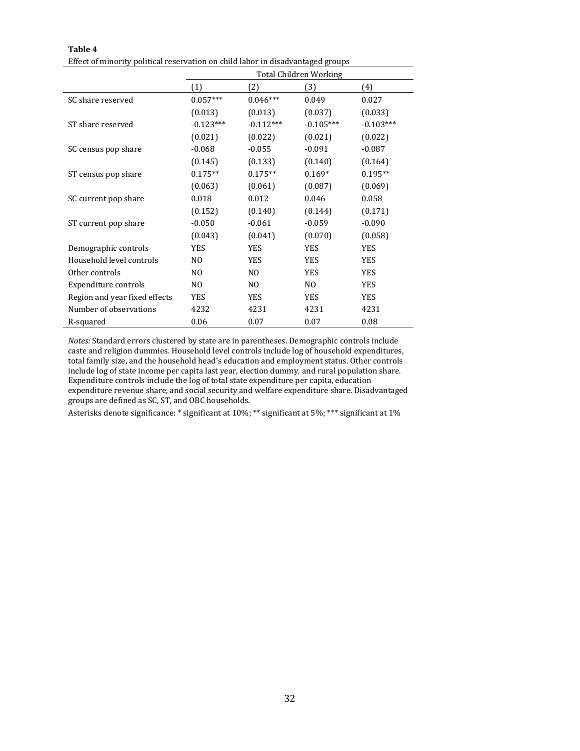**Table 4**

Effect of minority political reservation on child labor in disadvantaged groups

| | Total Children Working | | | |
|---|---|---|---|---|
| | (1) | (2) | (3) | (4) |
| SC share reserved | 0.057*** | 0.046*** | 0.049 | 0.027 |
| | (0.013) | (0.013) | (0.037) | (0.033) |
| ST share reserved | -0.123*** | -0.112*** | -0.105*** | -0.103*** |
| | (0.021) | (0.022) | (0.021) | (0.022) |
| SC census pop share | -0.068 | -0.055 | -0.091 | -0.087 |
| | (0.145) | (0.133) | (0.140) | (0.164) |
| ST census pop share | 0.175** | 0.175** | 0.169* | 0.195** |
| | (0.063) | (0.061) | (0.087) | (0.069) |
| SC current pop share | 0.018 | 0.012 | 0.046 | 0.058 |
| | (0.152) | (0.140) | (0.144) | (0.171) |
| ST current pop share | -0.050 | -0.061 | -0.059 | -0.090 |
| | (0.043) | (0.041) | (0.070) | (0.058) |
| Demographic controls | YES | YES | YES | YES |
| Household level controls | NO | YES | YES | YES |
| Other controls | NO | NO | YES | YES |
| Expenditure controls | NO | NO | NO | YES |
| Region and year fixed effects | YES | YES | YES | YES |
| Number of observations | 4232 | 4231 | 4231 | 4231 |
| R-squared | 0.06 | 0.07 | 0.07 | 0.08 |

*Notes:* Standard errors clustered by state are in parentheses. Demographic controls include caste and religion dummies. Household level controls include log of household expenditures, total family size, and the household head's education and employment status. Other controls include log of state income per capita last year, election dummy, and rural population share. Expenditure controls include the log of total state expenditure per capita, education expenditure revenue share, and social security and welfare expenditure share. Disadvantaged groups are defined as SC, ST, and OBC households.

Asterisks denote significance: * significant at 10%; ** significant at 5%; *** significant at 1%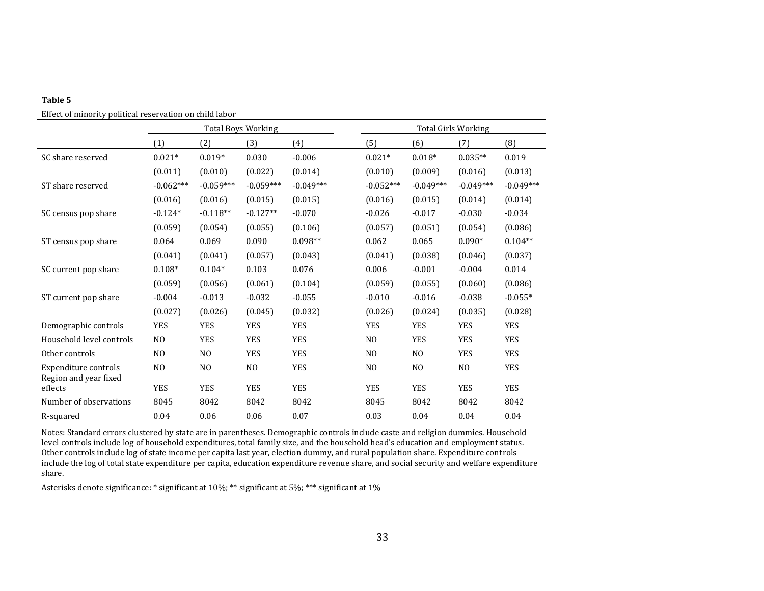**Table 5**

Effect of minority political reservation on child labor

| | Total Boys Working | | | | Total Girls Working | | | |
|---|---|---|---|---|---|---|---|---|
| | (1) | (2) | (3) | (4) | (5) | (6) | (7) | (8) |
| SC share reserved | 0.021* | 0.019* | 0.030 | -0.006 | 0.021* | 0.018* | 0.035** | 0.019 |
| | (0.011) | (0.010) | (0.022) | (0.014) | (0.010) | (0.009) | (0.016) | (0.013) |
| ST share reserved | -0.062*** | -0.059*** | -0.059*** | -0.049*** | -0.052*** | -0.049*** | -0.049*** | -0.049*** |
| | (0.016) | (0.016) | (0.015) | (0.015) | (0.016) | (0.015) | (0.014) | (0.014) |
| SC census pop share | -0.124* | -0.118** | -0.127** | -0.070 | -0.026 | -0.017 | -0.030 | -0.034 |
| | (0.059) | (0.054) | (0.055) | (0.106) | (0.057) | (0.051) | (0.054) | (0.086) |
| ST census pop share | 0.064 | 0.069 | 0.090 | 0.098** | 0.062 | 0.065 | 0.090* | 0.104** |
| | (0.041) | (0.041) | (0.057) | (0.043) | (0.041) | (0.038) | (0.046) | (0.037) |
| SC current pop share | 0.108* | 0.104* | 0.103 | 0.076 | 0.006 | -0.001 | -0.004 | 0.014 |
| | (0.059) | (0.056) | (0.061) | (0.104) | (0.059) | (0.055) | (0.060) | (0.086) |
| ST current pop share | -0.004 | -0.013 | -0.032 | -0.055 | -0.010 | -0.016 | -0.038 | -0.055* |
| | (0.027) | (0.026) | (0.045) | (0.032) | (0.026) | (0.024) | (0.035) | (0.028) |
| Demographic controls | YES | YES | YES | YES | YES | YES | YES | YES |
| Household level controls | NO | YES | YES | YES | NO | YES | YES | YES |
| Other controls | NO | NO | YES | YES | NO | NO | YES | YES |
| Expenditure controls | NO | NO | NO | YES | NO | NO | NO | YES |
| Region and year fixed effects | YES | YES | YES | YES | YES | YES | YES | YES |
| Number of observations | 8045 | 8042 | 8042 | 8042 | 8045 | 8042 | 8042 | 8042 |
| R-squared | 0.04 | 0.06 | 0.06 | 0.07 | 0.03 | 0.04 | 0.04 | 0.04 |

Notes: Standard errors clustered by state are in parentheses. Demographic controls include caste and religion dummies. Household level controls include log of household expenditures, total family size, and the household head's education and employment status. Other controls include log of state income per capita last year, election dummy, and rural population share. Expenditure controls include the log of total state expenditure per capita, education expenditure revenue share, and social security and welfare expenditure share.

Asterisks denote significance: * significant at 10%; ** significant at 5%; *** significant at 1%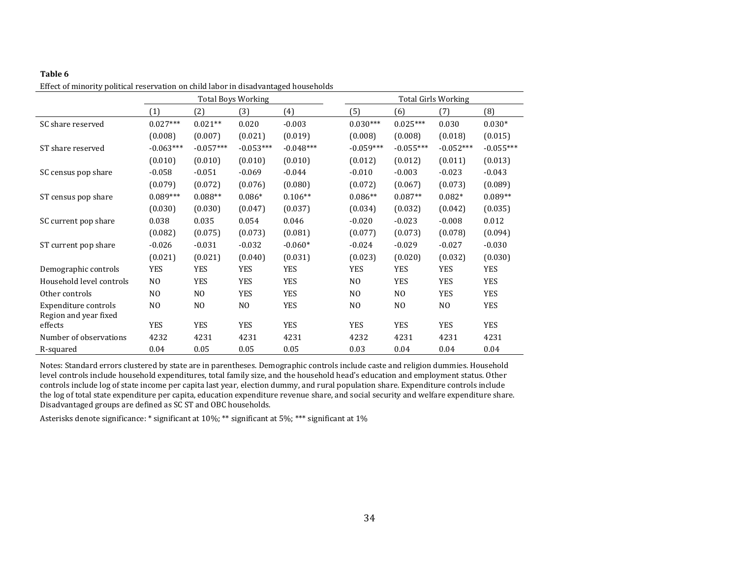**Table 6**

Effect of minority political reservation on child labor in disadvantaged households

| | Total Boys Working | | | | Total Girls Working | | | |
|---|---|---|---|---|---|---|---|---|
| | (1) | (2) | (3) | (4) | (5) | (6) | (7) | (8) |
| SC share reserved | 0.027*** | 0.021** | 0.020 | -0.003 | 0.030*** | 0.025*** | 0.030 | 0.030* |
| | (0.008) | (0.007) | (0.021) | (0.019) | (0.008) | (0.008) | (0.018) | (0.015) |
| ST share reserved | -0.063*** | -0.057*** | -0.053*** | -0.048*** | -0.059*** | -0.055*** | -0.052*** | -0.055*** |
| | (0.010) | (0.010) | (0.010) | (0.010) | (0.012) | (0.012) | (0.011) | (0.013) |
| SC census pop share | -0.058 | -0.051 | -0.069 | -0.044 | -0.010 | -0.003 | -0.023 | -0.043 |
| | (0.079) | (0.072) | (0.076) | (0.080) | (0.072) | (0.067) | (0.073) | (0.089) |
| ST census pop share | 0.089*** | 0.088** | 0.086* | 0.106** | 0.086** | 0.087** | 0.082* | 0.089** |
| | (0.030) | (0.030) | (0.047) | (0.037) | (0.034) | (0.032) | (0.042) | (0.035) |
| SC current pop share | 0.038 | 0.035 | 0.054 | 0.046 | -0.020 | -0.023 | -0.008 | 0.012 |
| | (0.082) | (0.075) | (0.073) | (0.081) | (0.077) | (0.073) | (0.078) | (0.094) |
| ST current pop share | -0.026 | -0.031 | -0.032 | -0.060* | -0.024 | -0.029 | -0.027 | -0.030 |
| | (0.021) | (0.021) | (0.040) | (0.031) | (0.023) | (0.020) | (0.032) | (0.030) |
| Demographic controls | YES | YES | YES | YES | YES | YES | YES | YES |
| Household level controls | NO | YES | YES | YES | NO | YES | YES | YES |
| Other controls | NO | NO | YES | YES | NO | NO | YES | YES |
| Expenditure controls | NO | NO | NO | YES | NO | NO | NO | YES |
| Region and year fixed effects | YES | YES | YES | YES | YES | YES | YES | YES |
| Number of observations | 4232 | 4231 | 4231 | 4231 | 4232 | 4231 | 4231 | 4231 |
| R-squared | 0.04 | 0.05 | 0.05 | 0.05 | 0.03 | 0.04 | 0.04 | 0.04 |

Notes: Standard errors clustered by state are in parentheses. Demographic controls include caste and religion dummies. Household level controls include household expenditures, total family size, and the household head's education and employment status. Other controls include log of state income per capita last year, election dummy, and rural population share. Expenditure controls include the log of total state expenditure per capita, education expenditure revenue share, and social security and welfare expenditure share. Disadvantaged groups are defined as SC ST and OBC households.

Asterisks denote significance: * significant at 10%; ** significant at 5%; *** significant at 1%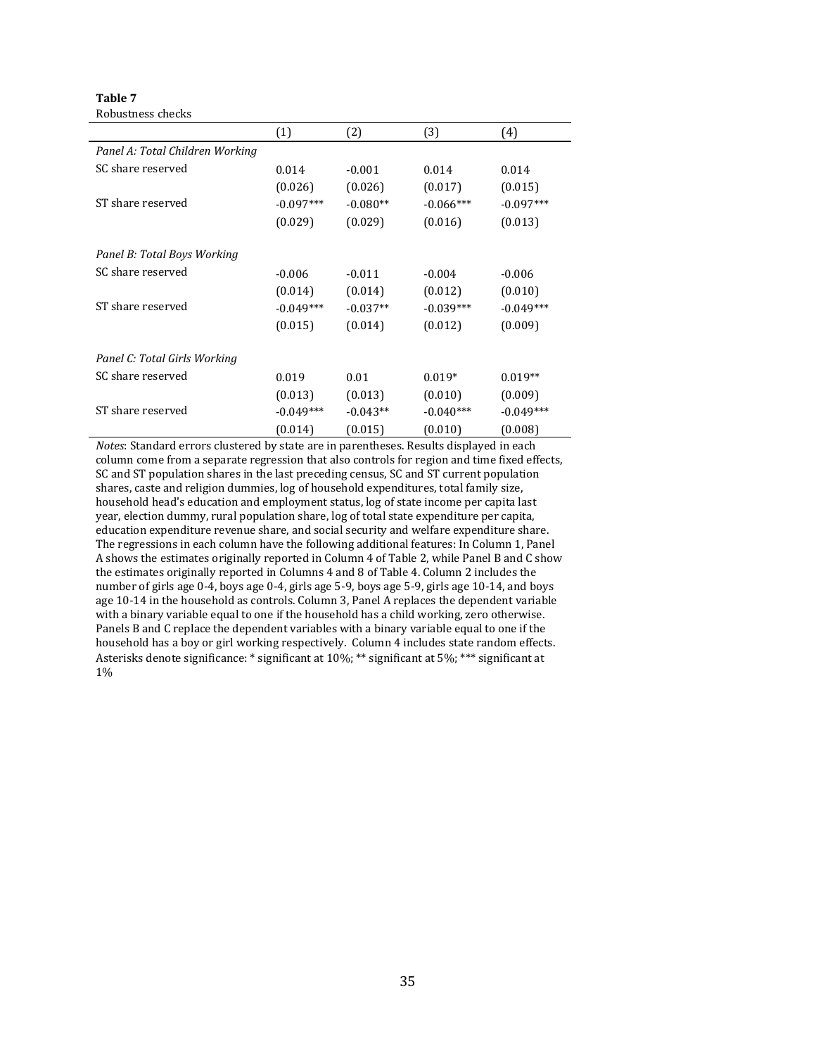**Table 7**

Robustness checks

| | (1) | (2) | (3) | (4) |
|---|---|---|---|---|
| *Panel A: Total Children Working* | | | | |
| SC share reserved | 0.014 | -0.001 | 0.014 | 0.014 |
| | (0.026) | (0.026) | (0.017) | (0.015) |
| ST share reserved | -0.097*** | -0.080** | -0.066*** | -0.097*** |
| | (0.029) | (0.029) | (0.016) | (0.013) |
| *Panel B: Total Boys Working* | | | | |
| SC share reserved | -0.006 | -0.011 | -0.004 | -0.006 |
| | (0.014) | (0.014) | (0.012) | (0.010) |
| ST share reserved | -0.049*** | -0.037** | -0.039*** | -0.049*** |
| | (0.015) | (0.014) | (0.012) | (0.009) |
| *Panel C: Total Girls Working* | | | | |
| SC share reserved | 0.019 | 0.01 | 0.019* | 0.019** |
| | (0.013) | (0.013) | (0.010) | (0.009) |
| ST share reserved | -0.049*** | -0.043** | -0.040*** | -0.049*** |
| | (0.014) | (0.015) | (0.010) | (0.008) |

*Notes*: Standard errors clustered by state are in parentheses. Results displayed in each column come from a separate regression that also controls for region and time fixed effects, SC and ST population shares in the last preceding census, SC and ST current population shares, caste and religion dummies, log of household expenditures, total family size, household head's education and employment status, log of state income per capita last year, election dummy, rural population share, log of total state expenditure per capita, education expenditure revenue share, and social security and welfare expenditure share. The regressions in each column have the following additional features: In Column 1, Panel A shows the estimates originally reported in Column 4 of Table 2, while Panel B and C show the estimates originally reported in Columns 4 and 8 of Table 4. Column 2 includes the number of girls age 0-4, boys age 0-4, girls age 5-9, boys age 5-9, girls age 10-14, and boys age 10-14 in the household as controls. Column 3, Panel A replaces the dependent variable with a binary variable equal to one if the household has a child working, zero otherwise. Panels B and C replace the dependent variables with a binary variable equal to one if the household has a boy or girl working respectively. Column 4 includes state random effects. Asterisks denote significance: * significant at 10%; ** significant at 5%; *** significant at 1%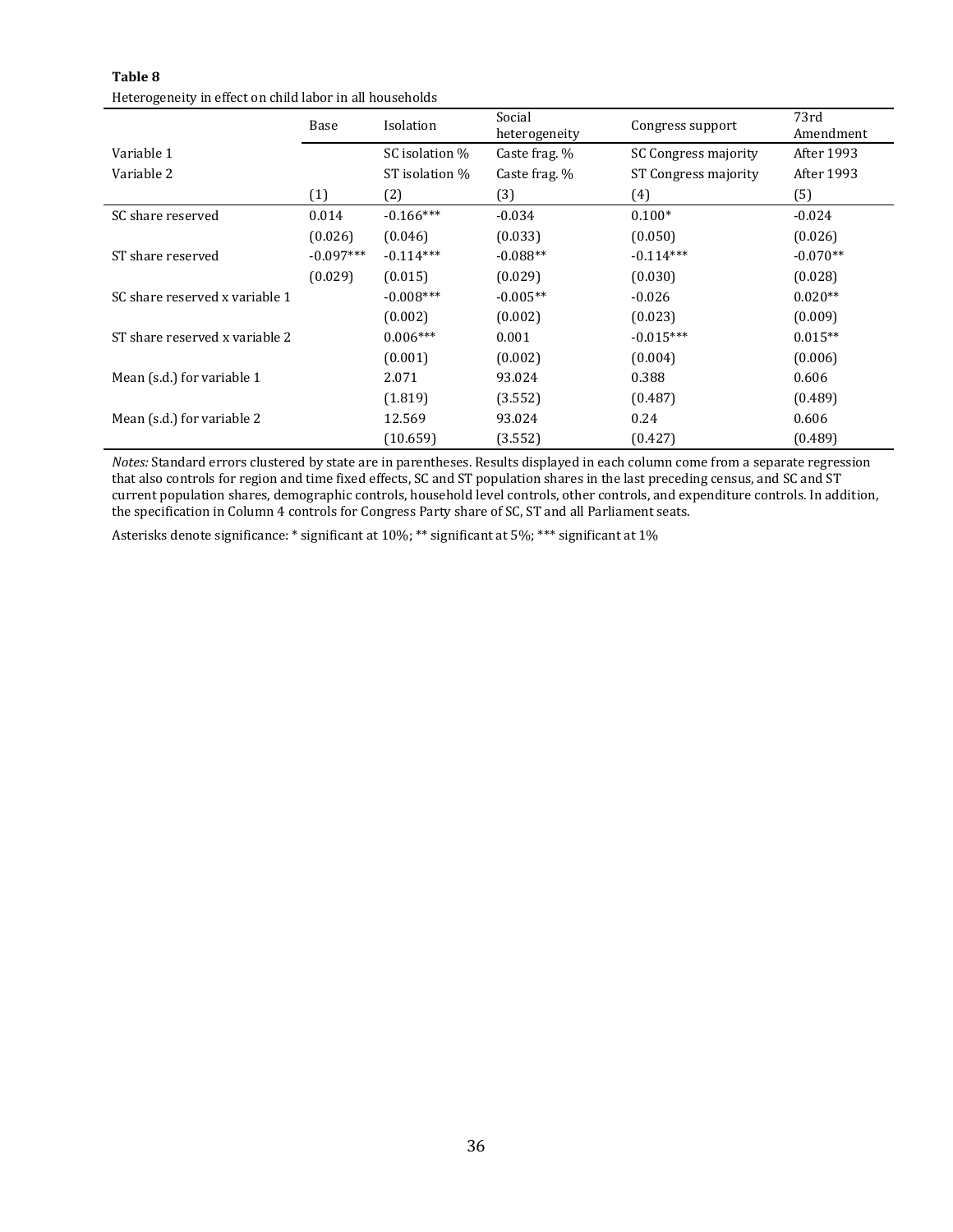**Table 8**

Heterogeneity in effect on child labor in all households

| | Base | Isolation | Social heterogeneity | Congress support | 73rd Amendment |
|---|---|---|---|---|---|
| Variable 1 | | SC isolation % | Caste frag. % | SC Congress majority | After 1993 |
| Variable 2 | | ST isolation % | Caste frag. % | ST Congress majority | After 1993 |
| | (1) | (2) | (3) | (4) | (5) |
| SC share reserved | 0.014 | -0.166*** | -0.034 | 0.100* | -0.024 |
| | (0.026) | (0.046) | (0.033) | (0.050) | (0.026) |
| ST share reserved | -0.097*** | -0.114*** | -0.088** | -0.114*** | -0.070** |
| | (0.029) | (0.015) | (0.029) | (0.030) | (0.028) |
| SC share reserved x variable 1 | | -0.008*** | -0.005** | -0.026 | 0.020** |
| | | (0.002) | (0.002) | (0.023) | (0.009) |
| ST share reserved x variable 2 | | 0.006*** | 0.001 | -0.015*** | 0.015** |
| | | (0.001) | (0.002) | (0.004) | (0.006) |
| Mean (s.d.) for variable 1 | | 2.071 | 93.024 | 0.388 | 0.606 |
| | | (1.819) | (3.552) | (0.487) | (0.489) |
| Mean (s.d.) for variable 2 | | 12.569 | 93.024 | 0.24 | 0.606 |
| | | (10.659) | (3.552) | (0.427) | (0.489) |

*Notes:* Standard errors clustered by state are in parentheses. Results displayed in each column come from a separate regression that also controls for region and time fixed effects, SC and ST population shares in the last preceding census, and SC and ST current population shares, demographic controls, household level controls, other controls, and expenditure controls. In addition, the specification in Column 4 controls for Congress Party share of SC, ST and all Parliament seats.

Asterisks denote significance: * significant at 10%; ** significant at 5%; *** significant at 1%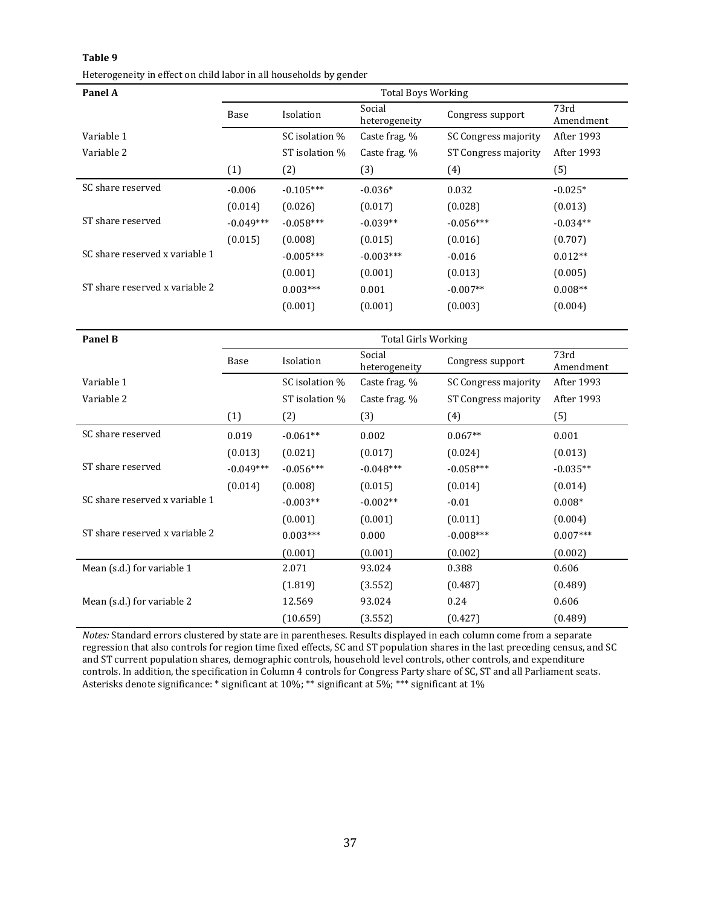**Table 9**

Heterogeneity in effect on child labor in all households by gender

| **Panel A** | Total Boys Working | | | | |
|---|---|---|---|---|---|
| | Base | Isolation | Social heterogeneity | Congress support | 73rd Amendment |
| Variable 1 | | SC isolation % | Caste frag. % | SC Congress majority | After 1993 |
| Variable 2 | | ST isolation % | Caste frag. % | ST Congress majority | After 1993 |
| | (1) | (2) | (3) | (4) | (5) |
| SC share reserved | -0.006 | -0.105*** | -0.036* | 0.032 | -0.025* |
| | (0.014) | (0.026) | (0.017) | (0.028) | (0.013) |
| ST share reserved | -0.049*** | -0.058*** | -0.039** | -0.056*** | -0.034** |
| | (0.015) | (0.008) | (0.015) | (0.016) | (0.707) |
| SC share reserved x variable 1 | | -0.005*** | -0.003*** | -0.016 | 0.012** |
| | | (0.001) | (0.001) | (0.013) | (0.005) |
| ST share reserved x variable 2 | | 0.003*** | 0.001 | -0.007** | 0.008** |
| | | (0.001) | (0.001) | (0.003) | (0.004) |

| **Panel B** | Total Girls Working | | | | |
|---|---|---|---|---|---|
| | Base | Isolation | Social heterogeneity | Congress support | 73rd Amendment |
| Variable 1 | | SC isolation % | Caste frag. % | SC Congress majority | After 1993 |
| Variable 2 | | ST isolation % | Caste frag. % | ST Congress majority | After 1993 |
| | (1) | (2) | (3) | (4) | (5) |
| SC share reserved | 0.019 | -0.061** | 0.002 | 0.067** | 0.001 |
| | (0.013) | (0.021) | (0.017) | (0.024) | (0.013) |
| ST share reserved | -0.049*** | -0.056*** | -0.048*** | -0.058*** | -0.035** |
| | (0.014) | (0.008) | (0.015) | (0.014) | (0.014) |
| SC share reserved x variable 1 | | -0.003** | -0.002** | -0.01 | 0.008* |
| | | (0.001) | (0.001) | (0.011) | (0.004) |
| ST share reserved x variable 2 | | 0.003*** | 0.000 | -0.008*** | 0.007*** |
| | | (0.001) | (0.001) | (0.002) | (0.002) |
| Mean (s.d.) for variable 1 | | 2.071 | 93.024 | 0.388 | 0.606 |
| | | (1.819) | (3.552) | (0.487) | (0.489) |
| Mean (s.d.) for variable 2 | | 12.569 | 93.024 | 0.24 | 0.606 |
| | | (10.659) | (3.552) | (0.427) | (0.489) |

*Notes:* Standard errors clustered by state are in parentheses. Results displayed in each column come from a separate regression that also controls for region time fixed effects, SC and ST population shares in the last preceding census, and SC and ST current population shares, demographic controls, household level controls, other controls, and expenditure controls. In addition, the specification in Column 4 controls for Congress Party share of SC, ST and all Parliament seats. Asterisks denote significance: * significant at 10%; ** significant at 5%; *** significant at 1%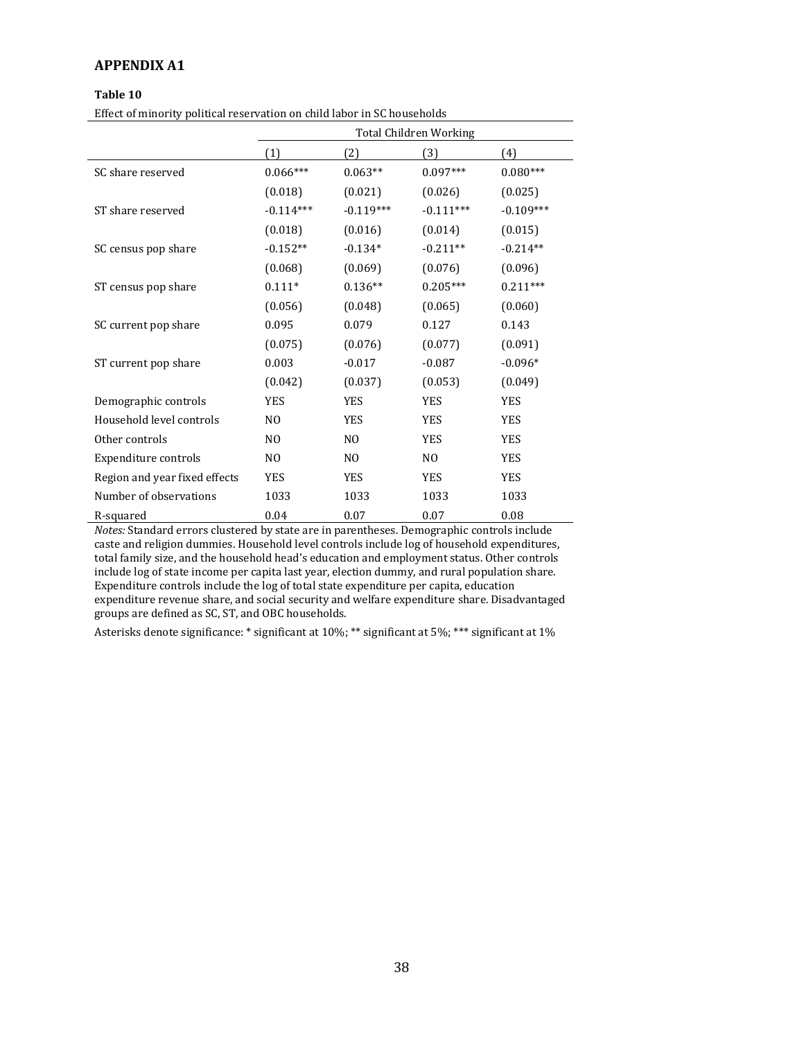## APPENDIX A1

**Table 10**

Effect of minority political reservation on child labor in SC households

| | Total Children Working | | | |
|---|---|---|---|---|
| | (1) | (2) | (3) | (4) |
| SC share reserved | 0.066*** | 0.063** | 0.097*** | 0.080*** |
| | (0.018) | (0.021) | (0.026) | (0.025) |
| ST share reserved | -0.114*** | -0.119*** | -0.111*** | -0.109*** |
| | (0.018) | (0.016) | (0.014) | (0.015) |
| SC census pop share | -0.152** | -0.134* | -0.211** | -0.214** |
| | (0.068) | (0.069) | (0.076) | (0.096) |
| ST census pop share | 0.111* | 0.136** | 0.205*** | 0.211*** |
| | (0.056) | (0.048) | (0.065) | (0.060) |
| SC current pop share | 0.095 | 0.079 | 0.127 | 0.143 |
| | (0.075) | (0.076) | (0.077) | (0.091) |
| ST current pop share | 0.003 | -0.017 | -0.087 | -0.096* |
| | (0.042) | (0.037) | (0.053) | (0.049) |
| Demographic controls | YES | YES | YES | YES |
| Household level controls | NO | YES | YES | YES |
| Other controls | NO | NO | YES | YES |
| Expenditure controls | NO | NO | NO | YES |
| Region and year fixed effects | YES | YES | YES | YES |
| Number of observations | 1033 | 1033 | 1033 | 1033 |
| R-squared | 0.04 | 0.07 | 0.07 | 0.08 |

*Notes:* Standard errors clustered by state are in parentheses. Demographic controls include caste and religion dummies. Household level controls include log of household expenditures, total family size, and the household head's education and employment status. Other controls include log of state income per capita last year, election dummy, and rural population share. Expenditure controls include the log of total state expenditure per capita, education expenditure revenue share, and social security and welfare expenditure share. Disadvantaged groups are defined as SC, ST, and OBC households.

Asterisks denote significance: * significant at 10%; ** significant at 5%; *** significant at 1%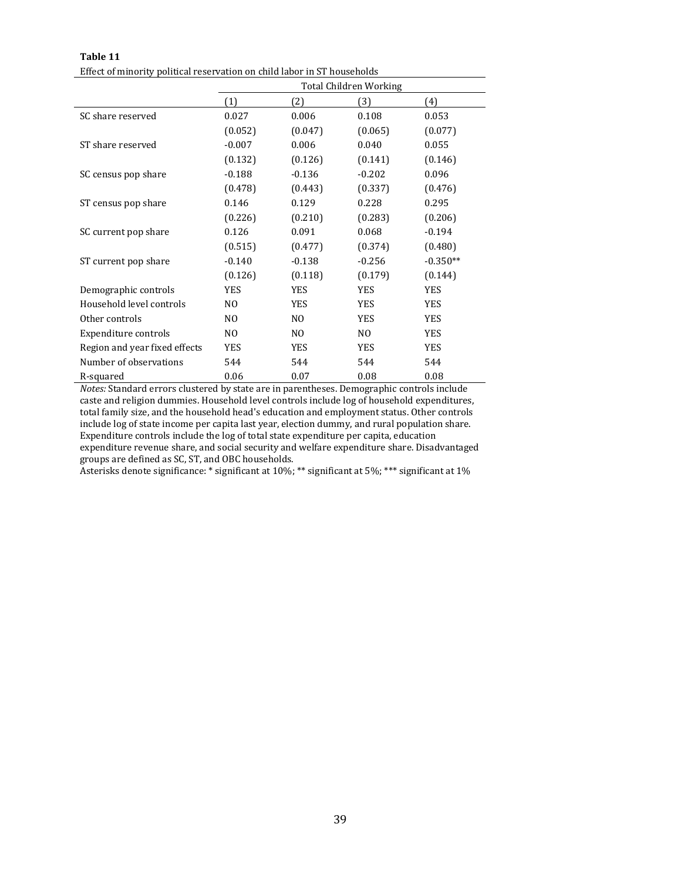**Table 11**

Effect of minority political reservation on child labor in ST households

| | Total Children Working | | | |
|---|---|---|---|---|
| | (1) | (2) | (3) | (4) |
| SC share reserved | 0.027 | 0.006 | 0.108 | 0.053 |
| | (0.052) | (0.047) | (0.065) | (0.077) |
| ST share reserved | -0.007 | 0.006 | 0.040 | 0.055 |
| | (0.132) | (0.126) | (0.141) | (0.146) |
| SC census pop share | -0.188 | -0.136 | -0.202 | 0.096 |
| | (0.478) | (0.443) | (0.337) | (0.476) |
| ST census pop share | 0.146 | 0.129 | 0.228 | 0.295 |
| | (0.226) | (0.210) | (0.283) | (0.206) |
| SC current pop share | 0.126 | 0.091 | 0.068 | -0.194 |
| | (0.515) | (0.477) | (0.374) | (0.480) |
| ST current pop share | -0.140 | -0.138 | -0.256 | -0.350** |
| | (0.126) | (0.118) | (0.179) | (0.144) |
| Demographic controls | YES | YES | YES | YES |
| Household level controls | NO | YES | YES | YES |
| Other controls | NO | NO | YES | YES |
| Expenditure controls | NO | NO | NO | YES |
| Region and year fixed effects | YES | YES | YES | YES |
| Number of observations | 544 | 544 | 544 | 544 |
| R-squared | 0.06 | 0.07 | 0.08 | 0.08 |

*Notes:* Standard errors clustered by state are in parentheses. Demographic controls include caste and religion dummies. Household level controls include log of household expenditures, total family size, and the household head's education and employment status. Other controls include log of state income per capita last year, election dummy, and rural population share. Expenditure controls include the log of total state expenditure per capita, education expenditure revenue share, and social security and welfare expenditure share. Disadvantaged groups are defined as SC, ST, and OBC households.

Asterisks denote significance: * significant at 10%; ** significant at 5%; *** significant at 1%